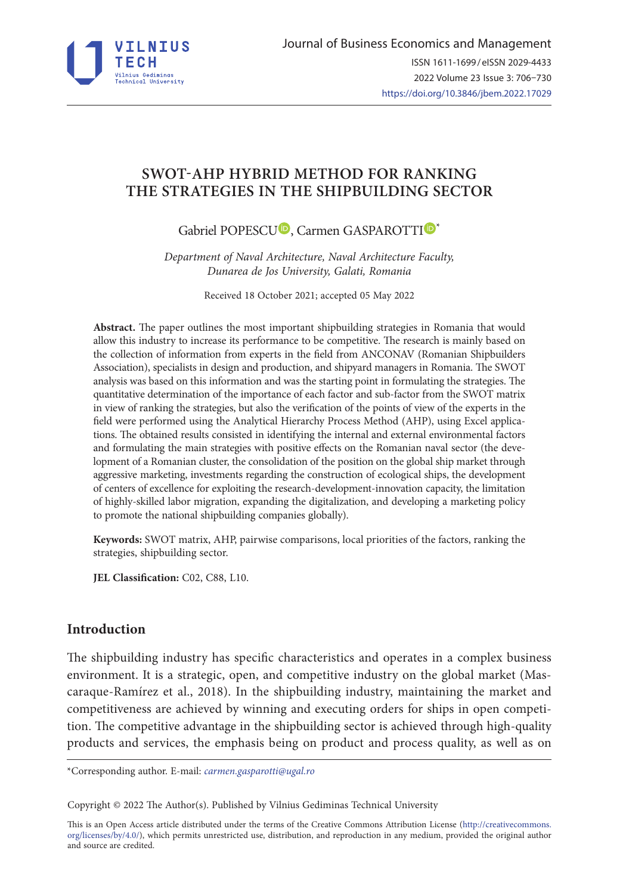# SWOT-AHP HYBRID METHOD FOR RANKING THE STRATEGIES IN THE SHIPBUILDING SECTOR

Gabriel POPESCU, Carmen GASPAROTTI*

*Department of Naval Architecture, Naval Architecture Faculty, Dunarea de Jos University, Galati, Romania*

Received 18 October 2021; accepted 05 May 2022

**Abstract.** The paper outlines the most important shipbuilding strategies in Romania that would allow this industry to increase its performance to be competitive. The research is mainly based on the collection of information from experts in the field from ANCONAV (Romanian Shipbuilders Association), specialists in design and production, and shipyard managers in Romania. The SWOT analysis was based on this information and was the starting point in formulating the strategies. The quantitative determination of the importance of each factor and sub-factor from the SWOT matrix in view of ranking the strategies, but also the verification of the points of view of the experts in the field were performed using the Analytical Hierarchy Process Method (AHP), using Excel applications. The obtained results consisted in identifying the internal and external environmental factors and formulating the main strategies with positive effects on the Romanian naval sector (the development of a Romanian cluster, the consolidation of the position on the global ship market through aggressive marketing, investments regarding the construction of ecological ships, the development of centers of excellence for exploiting the research-development-innovation capacity, the limitation of highly-skilled labor migration, expanding the digitalization, and developing a marketing policy to promote the national shipbuilding companies globally).

**Keywords:** SWOT matrix, AHP, pairwise comparisons, local priorities of the factors, ranking the strategies, shipbuilding sector.

**JEL Classification:** C02, C88, L10.

## Introduction

The shipbuilding industry has specific characteristics and operates in a complex business environment. It is a strategic, open, and competitive industry on the global market (Mascaraque-Ramírez et al., 2018). In the shipbuilding industry, maintaining the market and competitiveness are achieved by winning and executing orders for ships in open competition. The competitive advantage in the shipbuilding sector is achieved through high-quality products and services, the emphasis being on product and process quality, as well as on

*Corresponding author. E-mail: *carmen.gasparotti@ugal.ro*

Copyright © 2022 The Author(s). Published by Vilnius Gediminas Technical University

This is an Open Access article distributed under the terms of the Creative Commons Attribution License (http://creativecommons.org/licenses/by/4.0/), which permits unrestricted use, distribution, and reproduction in any medium, provided the original author and source are credited.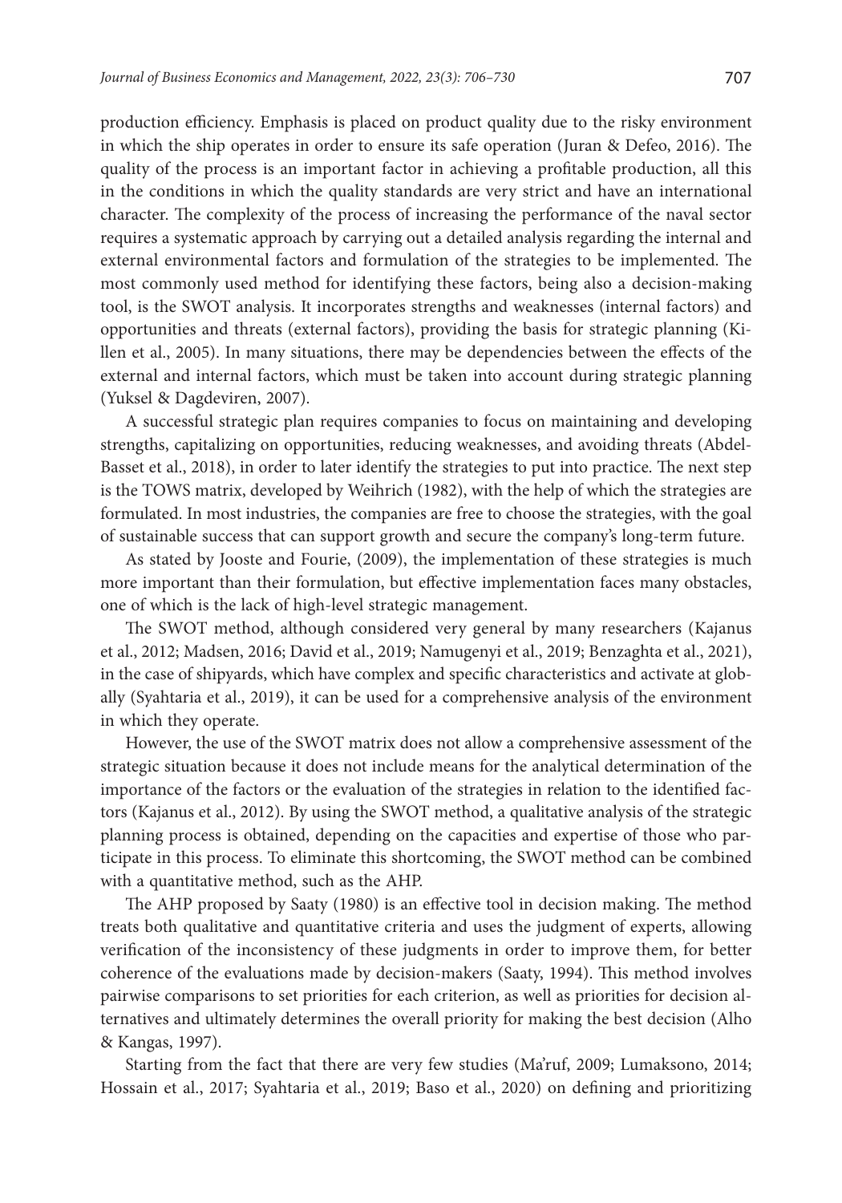production efficiency. Emphasis is placed on product quality due to the risky environment in which the ship operates in order to ensure its safe operation (Juran & Defeo, 2016). The quality of the process is an important factor in achieving a profitable production, all this in the conditions in which the quality standards are very strict and have an international character. The complexity of the process of increasing the performance of the naval sector requires a systematic approach by carrying out a detailed analysis regarding the internal and external environmental factors and formulation of the strategies to be implemented. The most commonly used method for identifying these factors, being also a decision-making tool, is the SWOT analysis. It incorporates strengths and weaknesses (internal factors) and opportunities and threats (external factors), providing the basis for strategic planning (Killen et al., 2005). In many situations, there may be dependencies between the effects of the external and internal factors, which must be taken into account during strategic planning (Yuksel & Dagdeviren, 2007).

A successful strategic plan requires companies to focus on maintaining and developing strengths, capitalizing on opportunities, reducing weaknesses, and avoiding threats (Abdel-Basset et al., 2018), in order to later identify the strategies to put into practice. The next step is the TOWS matrix, developed by Weihrich (1982), with the help of which the strategies are formulated. In most industries, the companies are free to choose the strategies, with the goal of sustainable success that can support growth and secure the company's long-term future.

As stated by Jooste and Fourie, (2009), the implementation of these strategies is much more important than their formulation, but effective implementation faces many obstacles, one of which is the lack of high-level strategic management.

The SWOT method, although considered very general by many researchers (Kajanus et al., 2012; Madsen, 2016; David et al., 2019; Namugenyi et al., 2019; Benzaghta et al., 2021), in the case of shipyards, which have complex and specific characteristics and activate at globally (Syahtaria et al., 2019), it can be used for a comprehensive analysis of the environment in which they operate.

However, the use of the SWOT matrix does not allow a comprehensive assessment of the strategic situation because it does not include means for the analytical determination of the importance of the factors or the evaluation of the strategies in relation to the identified factors (Kajanus et al., 2012). By using the SWOT method, a qualitative analysis of the strategic planning process is obtained, depending on the capacities and expertise of those who participate in this process. To eliminate this shortcoming, the SWOT method can be combined with a quantitative method, such as the AHP.

The AHP proposed by Saaty (1980) is an effective tool in decision making. The method treats both qualitative and quantitative criteria and uses the judgment of experts, allowing verification of the inconsistency of these judgments in order to improve them, for better coherence of the evaluations made by decision-makers (Saaty, 1994). This method involves pairwise comparisons to set priorities for each criterion, as well as priorities for decision alternatives and ultimately determines the overall priority for making the best decision (Alho & Kangas, 1997).

Starting from the fact that there are very few studies (Ma'ruf, 2009; Lumaksono, 2014; Hossain et al., 2017; Syahtaria et al., 2019; Baso et al., 2020) on defining and prioritizing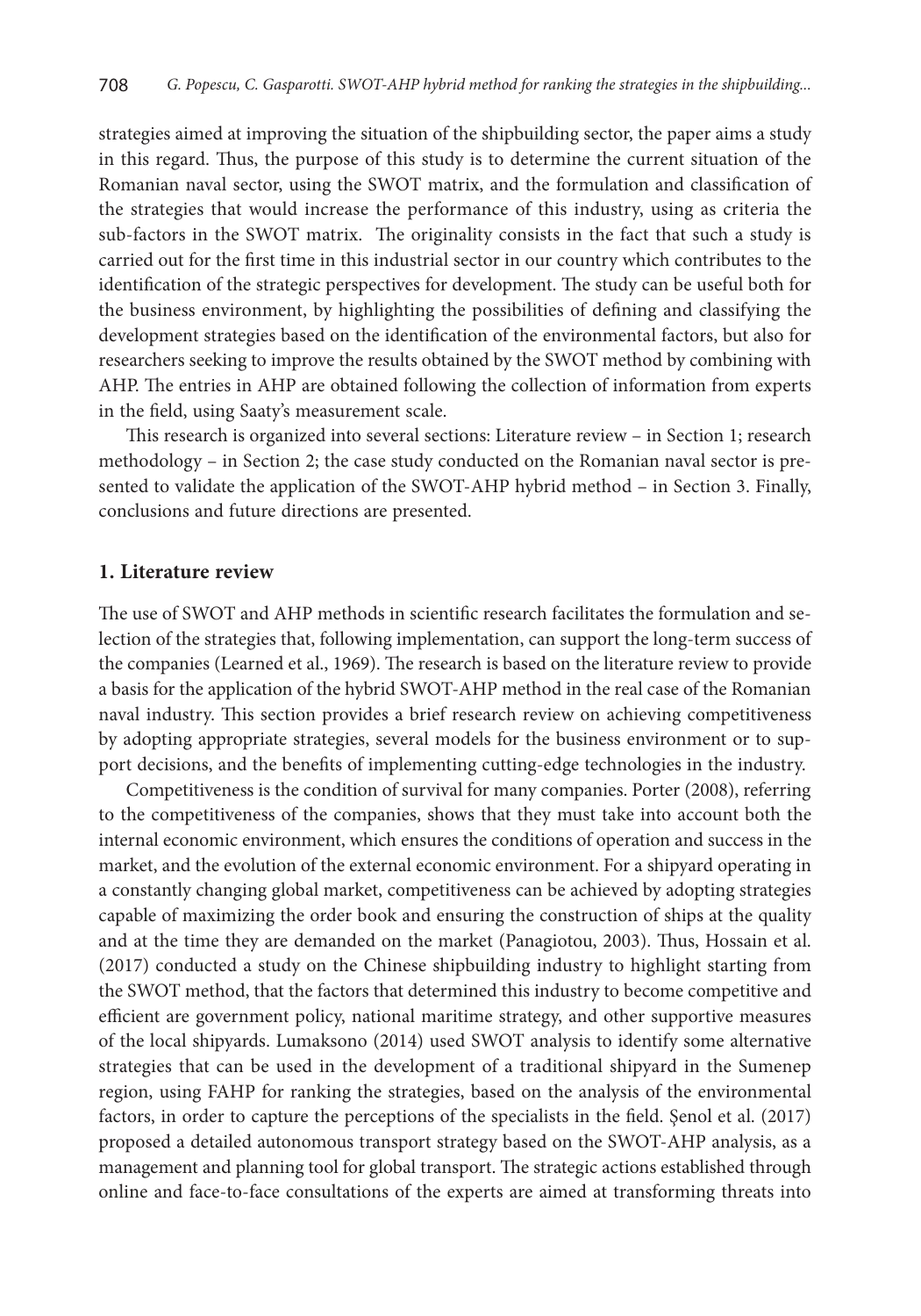strategies aimed at improving the situation of the shipbuilding sector, the paper aims a study in this regard. Thus, the purpose of this study is to determine the current situation of the Romanian naval sector, using the SWOT matrix, and the formulation and classification of the strategies that would increase the performance of this industry, using as criteria the sub-factors in the SWOT matrix. The originality consists in the fact that such a study is carried out for the first time in this industrial sector in our country which contributes to the identification of the strategic perspectives for development. The study can be useful both for the business environment, by highlighting the possibilities of defining and classifying the development strategies based on the identification of the environmental factors, but also for researchers seeking to improve the results obtained by the SWOT method by combining with AHP. The entries in AHP are obtained following the collection of information from experts in the field, using Saaty's measurement scale.

This research is organized into several sections: Literature review – in Section 1; research methodology – in Section 2; the case study conducted on the Romanian naval sector is presented to validate the application of the SWOT-AHP hybrid method – in Section 3. Finally, conclusions and future directions are presented.

## 1. Literature review

The use of SWOT and AHP methods in scientific research facilitates the formulation and selection of the strategies that, following implementation, can support the long-term success of the companies (Learned et al., 1969). The research is based on the literature review to provide a basis for the application of the hybrid SWOT-AHP method in the real case of the Romanian naval industry. This section provides a brief research review on achieving competitiveness by adopting appropriate strategies, several models for the business environment or to support decisions, and the benefits of implementing cutting-edge technologies in the industry.

Competitiveness is the condition of survival for many companies. Porter (2008), referring to the competitiveness of the companies, shows that they must take into account both the internal economic environment, which ensures the conditions of operation and success in the market, and the evolution of the external economic environment. For a shipyard operating in a constantly changing global market, competitiveness can be achieved by adopting strategies capable of maximizing the order book and ensuring the construction of ships at the quality and at the time they are demanded on the market (Panagiotou, 2003). Thus, Hossain et al. (2017) conducted a study on the Chinese shipbuilding industry to highlight starting from the SWOT method, that the factors that determined this industry to become competitive and efficient are government policy, national maritime strategy, and other supportive measures of the local shipyards. Lumaksono (2014) used SWOT analysis to identify some alternative strategies that can be used in the development of a traditional shipyard in the Sumenep region, using FAHP for ranking the strategies, based on the analysis of the environmental factors, in order to capture the perceptions of the specialists in the field. Şenol et al. (2017) proposed a detailed autonomous transport strategy based on the SWOT-AHP analysis, as a management and planning tool for global transport. The strategic actions established through online and face-to-face consultations of the experts are aimed at transforming threats into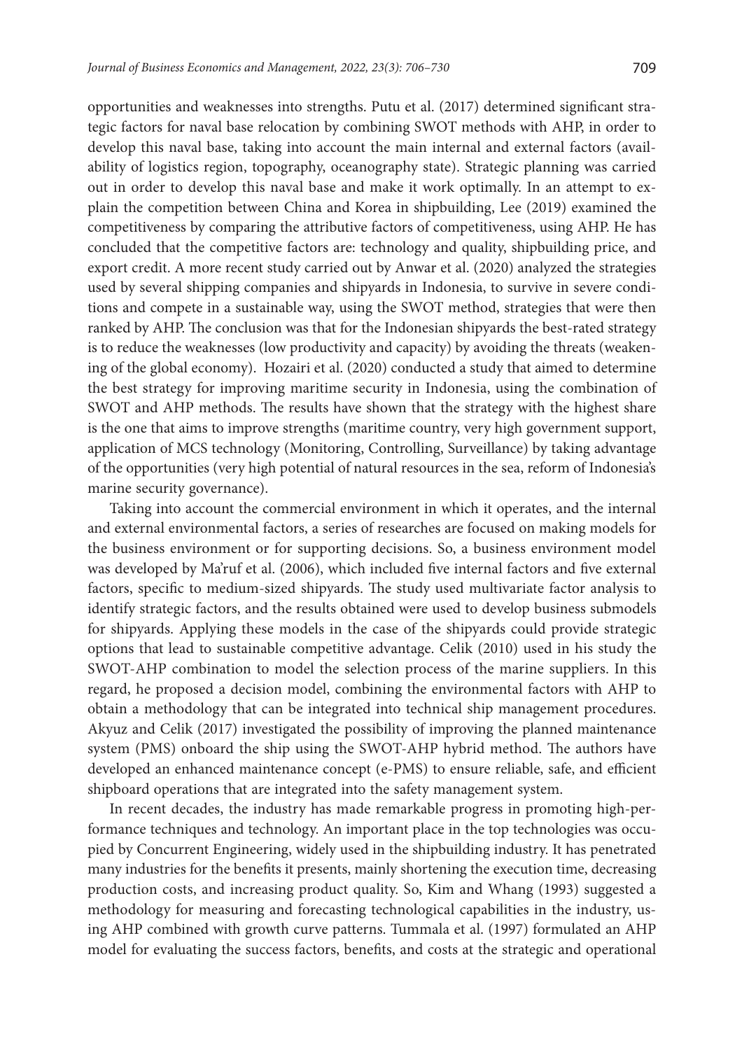opportunities and weaknesses into strengths. Putu et al. (2017) determined significant strategic factors for naval base relocation by combining SWOT methods with AHP, in order to develop this naval base, taking into account the main internal and external factors (availability of logistics region, topography, oceanography state). Strategic planning was carried out in order to develop this naval base and make it work optimally. In an attempt to explain the competition between China and Korea in shipbuilding, Lee (2019) examined the competitiveness by comparing the attributive factors of competitiveness, using AHP. He has concluded that the competitive factors are: technology and quality, shipbuilding price, and export credit. A more recent study carried out by Anwar et al. (2020) analyzed the strategies used by several shipping companies and shipyards in Indonesia, to survive in severe conditions and compete in a sustainable way, using the SWOT method, strategies that were then ranked by AHP. The conclusion was that for the Indonesian shipyards the best-rated strategy is to reduce the weaknesses (low productivity and capacity) by avoiding the threats (weakening of the global economy). Hozairi et al. (2020) conducted a study that aimed to determine the best strategy for improving maritime security in Indonesia, using the combination of SWOT and AHP methods. The results have shown that the strategy with the highest share is the one that aims to improve strengths (maritime country, very high government support, application of MCS technology (Monitoring, Controlling, Surveillance) by taking advantage of the opportunities (very high potential of natural resources in the sea, reform of Indonesia's marine security governance).

Taking into account the commercial environment in which it operates, and the internal and external environmental factors, a series of researches are focused on making models for the business environment or for supporting decisions. So, a business environment model was developed by Ma'ruf et al. (2006), which included five internal factors and five external factors, specific to medium-sized shipyards. The study used multivariate factor analysis to identify strategic factors, and the results obtained were used to develop business submodels for shipyards. Applying these models in the case of the shipyards could provide strategic options that lead to sustainable competitive advantage. Celik (2010) used in his study the SWOT-AHP combination to model the selection process of the marine suppliers. In this regard, he proposed a decision model, combining the environmental factors with AHP to obtain a methodology that can be integrated into technical ship management procedures. Akyuz and Celik (2017) investigated the possibility of improving the planned maintenance system (PMS) onboard the ship using the SWOT-AHP hybrid method. The authors have developed an enhanced maintenance concept (e-PMS) to ensure reliable, safe, and efficient shipboard operations that are integrated into the safety management system.

In recent decades, the industry has made remarkable progress in promoting high-performance techniques and technology. An important place in the top technologies was occupied by Concurrent Engineering, widely used in the shipbuilding industry. It has penetrated many industries for the benefits it presents, mainly shortening the execution time, decreasing production costs, and increasing product quality. So, Kim and Whang (1993) suggested a methodology for measuring and forecasting technological capabilities in the industry, using AHP combined with growth curve patterns. Tummala et al. (1997) formulated an AHP model for evaluating the success factors, benefits, and costs at the strategic and operational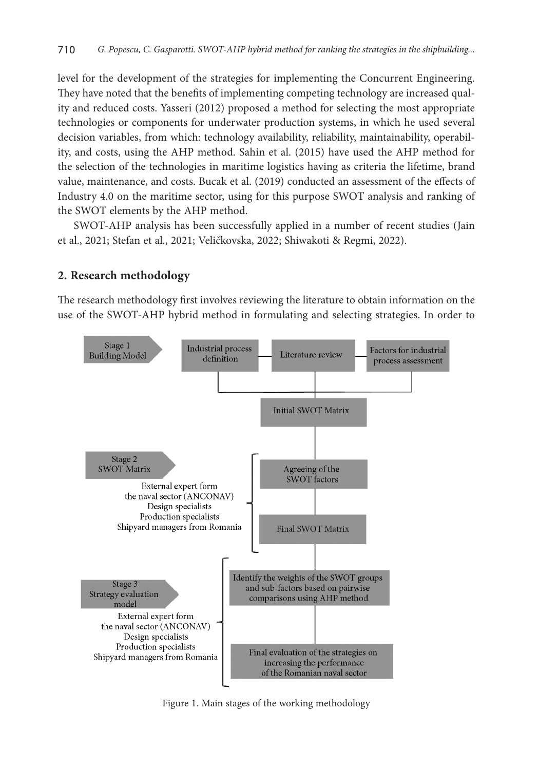level for the development of the strategies for implementing the Concurrent Engineering. They have noted that the benefits of implementing competing technology are increased quality and reduced costs. Yasseri (2012) proposed a method for selecting the most appropriate technologies or components for underwater production systems, in which he used several decision variables, from which: technology availability, reliability, maintainability, operability, and costs, using the AHP method. Sahin et al. (2015) have used the AHP method for the selection of the technologies in maritime logistics having as criteria the lifetime, brand value, maintenance, and costs. Bucak et al. (2019) conducted an assessment of the effects of Industry 4.0 on the maritime sector, using for this purpose SWOT analysis and ranking of the SWOT elements by the AHP method.

SWOT-AHP analysis has been successfully applied in a number of recent studies (Jain et al., 2021; Stefan et al., 2021; Veličkovska, 2022; Shiwakoti & Regmi, 2022).

## 2. Research methodology

The research methodology first involves reviewing the literature to obtain information on the use of the SWOT-AHP hybrid method in formulating and selecting strategies. In order to

Stage 1 Building Model: Industrial process definition — Literature review — Factors for industrial process assessment → Initial SWOT Matrix

Stage 2 SWOT Matrix (External expert form the naval sector (ANCONAV), Design specialists, Production specialists, Shipyard managers from Romania): Agreeing of the SWOT factors → Final SWOT Matrix

Stage 3 Strategy evaluation model (External expert form the naval sector (ANCONAV), Design specialists, Production specialists, Shipyard managers from Romania): Identify the weights of the SWOT groups and sub-factors based on pairwise comparisons using AHP method → Final evaluation of the strategies on increasing the performance of the Romanian naval sector

Figure 1. Main stages of the working methodology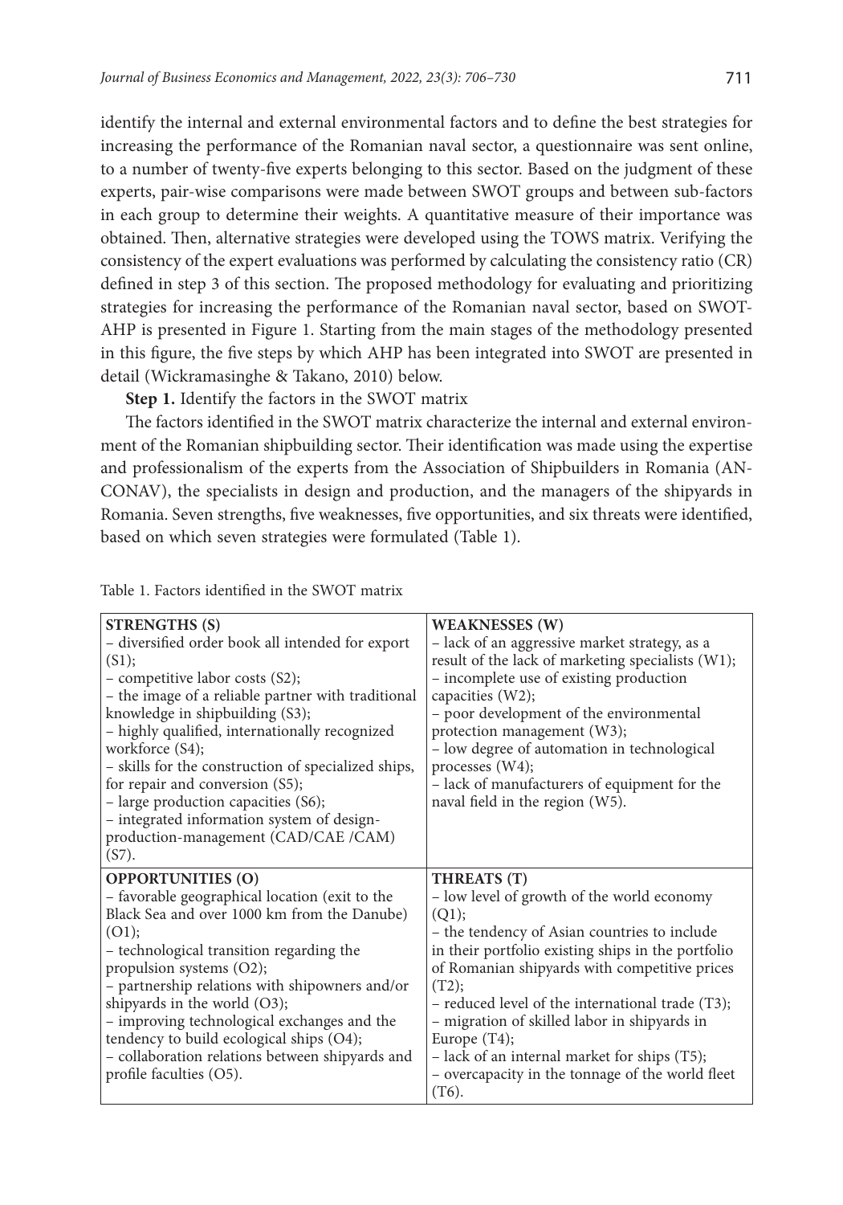identify the internal and external environmental factors and to define the best strategies for increasing the performance of the Romanian naval sector, a questionnaire was sent online, to a number of twenty-five experts belonging to this sector. Based on the judgment of these experts, pair-wise comparisons were made between SWOT groups and between sub-factors in each group to determine their weights. A quantitative measure of their importance was obtained. Then, alternative strategies were developed using the TOWS matrix. Verifying the consistency of the expert evaluations was performed by calculating the consistency ratio (CR) defined in step 3 of this section. The proposed methodology for evaluating and prioritizing strategies for increasing the performance of the Romanian naval sector, based on SWOT-AHP is presented in Figure 1. Starting from the main stages of the methodology presented in this figure, the five steps by which AHP has been integrated into SWOT are presented in detail (Wickramasinghe & Takano, 2010) below.

**Step 1.** Identify the factors in the SWOT matrix

The factors identified in the SWOT matrix characterize the internal and external environment of the Romanian shipbuilding sector. Their identification was made using the expertise and professionalism of the experts from the Association of Shipbuilders in Romania (ANCONAV), the specialists in design and production, and the managers of the shipyards in Romania. Seven strengths, five weaknesses, five opportunities, and six threats were identified, based on which seven strategies were formulated (Table 1).

Table 1. Factors identified in the SWOT matrix

| **STRENGTHS (S)** | **WEAKNESSES (W)** |
|---|---|
| – diversified order book all intended for export (S1);<br>– competitive labor costs (S2);<br>– the image of a reliable partner with traditional knowledge in shipbuilding (S3);<br>– highly qualified, internationally recognized workforce (S4);<br>– skills for the construction of specialized ships, for repair and conversion (S5);<br>– large production capacities (S6);<br>– integrated information system of design-production-management (CAD/CAE /CAM) (S7). | – lack of an aggressive market strategy, as a result of the lack of marketing specialists (W1);<br>– incomplete use of existing production capacities (W2);<br>– poor development of the environmental protection management (W3);<br>– low degree of automation in technological processes (W4);<br>– lack of manufacturers of equipment for the naval field in the region (W5). |
| **OPPORTUNITIES (O)** | **THREATS (T)** |
| – favorable geographical location (exit to the Black Sea and over 1000 km from the Danube) (O1);<br>– technological transition regarding the propulsion systems (O2);<br>– partnership relations with shipowners and/or shipyards in the world (O3);<br>– improving technological exchanges and the tendency to build ecological ships (O4);<br>– collaboration relations between shipyards and profile faculties (O5). | – low level of growth of the world economy (Q1);<br>– the tendency of Asian countries to include in their portfolio existing ships in the portfolio of Romanian shipyards with competitive prices (T2);<br>– reduced level of the international trade (T3);<br>– migration of skilled labor in shipyards in Europe (T4);<br>– lack of an internal market for ships (T5);<br>– overcapacity in the tonnage of the world fleet (T6). |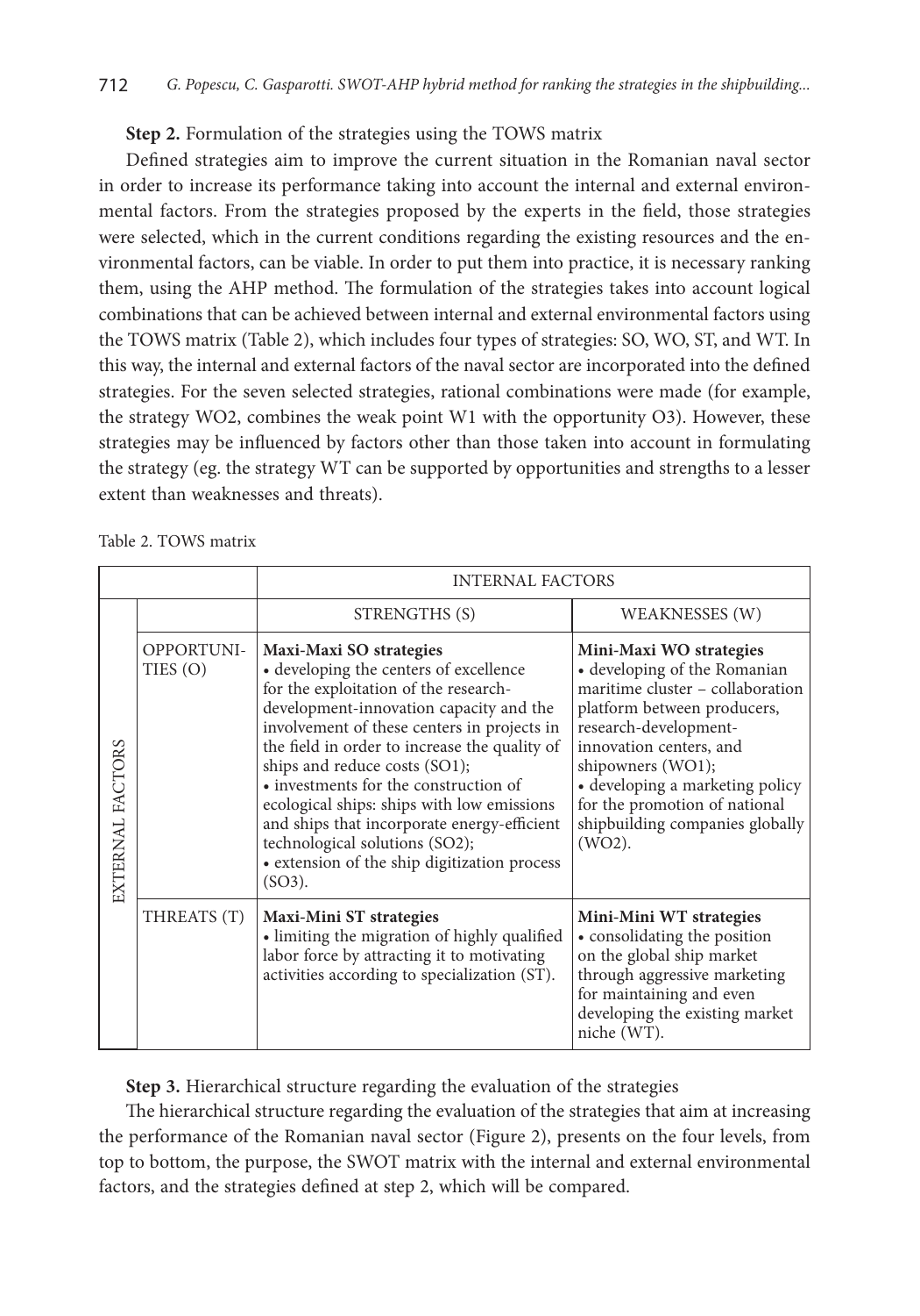**Step 2.** Formulation of the strategies using the TOWS matrix

Defined strategies aim to improve the current situation in the Romanian naval sector in order to increase its performance taking into account the internal and external environmental factors. From the strategies proposed by the experts in the field, those strategies were selected, which in the current conditions regarding the existing resources and the environmental factors, can be viable. In order to put them into practice, it is necessary ranking them, using the AHP method. The formulation of the strategies takes into account logical combinations that can be achieved between internal and external environmental factors using the TOWS matrix (Table 2), which includes four types of strategies: SO, WO, ST, and WT. In this way, the internal and external factors of the naval sector are incorporated into the defined strategies. For the seven selected strategies, rational combinations were made (for example, the strategy WO2, combines the weak point W1 with the opportunity O3). However, these strategies may be influenced by factors other than those taken into account in formulating the strategy (eg. the strategy WT can be supported by opportunities and strengths to a lesser extent than weaknesses and threats).

Table 2. TOWS matrix

| | | INTERNAL FACTORS | |
|---|---|---|---|
| | | STRENGTHS (S) | WEAKNESSES (W) |
| EXTERNAL FACTORS | OPPORTUNITIES (O) | **Maxi-Maxi SO strategies**<br>• developing the centers of excellence for the exploitation of the research-development-innovation capacity and the involvement of these centers in projects in the field in order to increase the quality of ships and reduce costs (SO1);<br>• investments for the construction of ecological ships: ships with low emissions and ships that incorporate energy-efficient technological solutions (SO2);<br>• extension of the ship digitization process (SO3). | **Mini-Maxi WO strategies**<br>• developing of the Romanian maritime cluster – collaboration platform between producers, research-development-innovation centers, and shipowners (WO1);<br>• developing a marketing policy for the promotion of national shipbuilding companies globally (WO2). |
| | THREATS (T) | **Maxi-Mini ST strategies**<br>• limiting the migration of highly qualified labor force by attracting it to motivating activities according to specialization (ST). | **Mini-Mini WT strategies**<br>• consolidating the position on the global ship market through aggressive marketing for maintaining and even developing the existing market niche (WT). |

**Step 3.** Hierarchical structure regarding the evaluation of the strategies

The hierarchical structure regarding the evaluation of the strategies that aim at increasing the performance of the Romanian naval sector (Figure 2), presents on the four levels, from top to bottom, the purpose, the SWOT matrix with the internal and external environmental factors, and the strategies defined at step 2, which will be compared.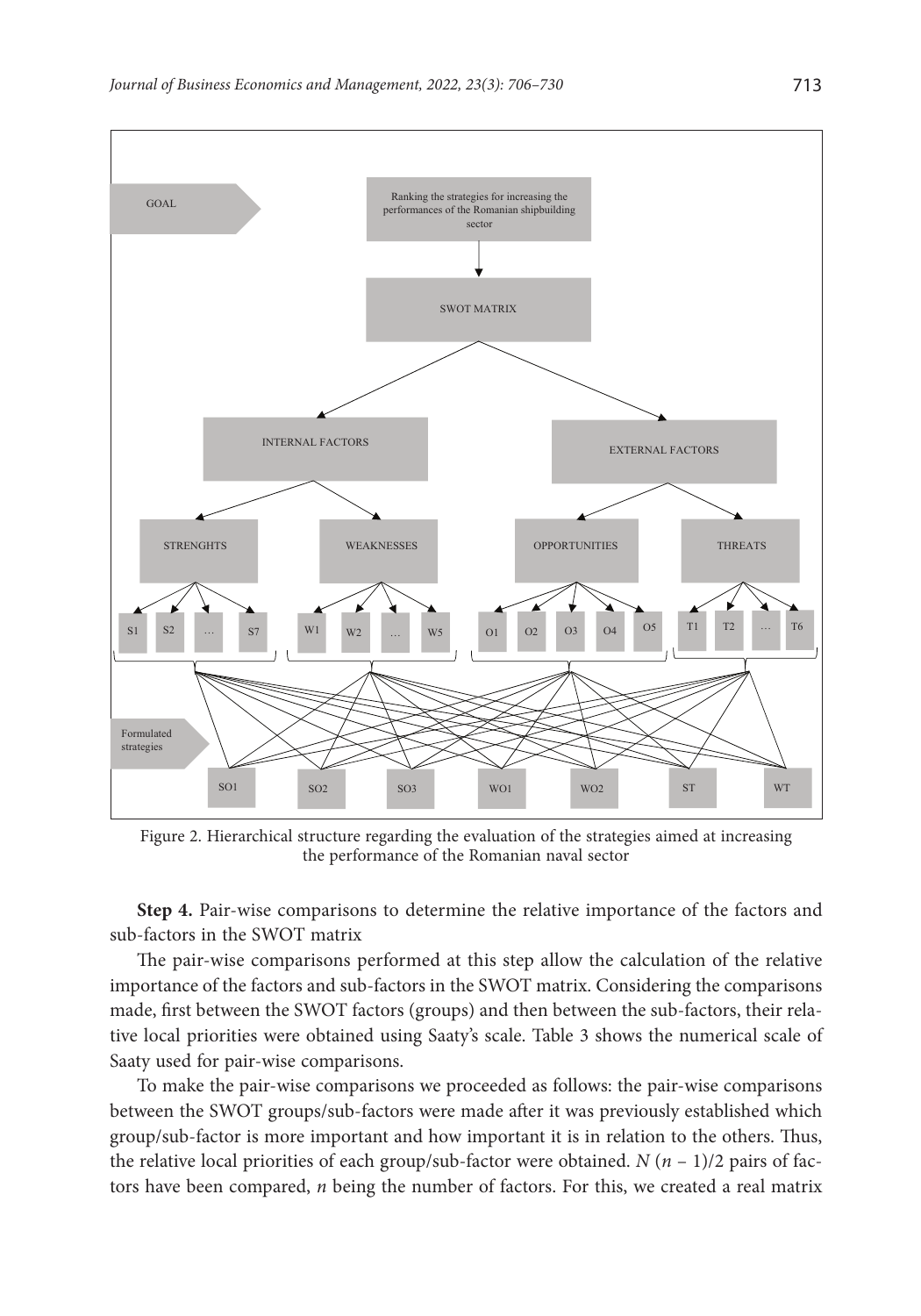Figure 2. Hierarchical structure regarding the evaluation of the strategies aimed at increasing the performance of the Romanian naval sector

**Step 4.** Pair-wise comparisons to determine the relative importance of the factors and sub-factors in the SWOT matrix

The pair-wise comparisons performed at this step allow the calculation of the relative importance of the factors and sub-factors in the SWOT matrix. Considering the comparisons made, first between the SWOT factors (groups) and then between the sub-factors, their relative local priorities were obtained using Saaty's scale. Table 3 shows the numerical scale of Saaty used for pair-wise comparisons.

To make the pair-wise comparisons we proceeded as follows: the pair-wise comparisons between the SWOT groups/sub-factors were made after it was previously established which group/sub-factor is more important and how important it is in relation to the others. Thus, the relative local priorities of each group/sub-factor were obtained. $N(n-1)/2$ pairs of factors have been compared, $n$ being the number of factors. For this, we created a real matrix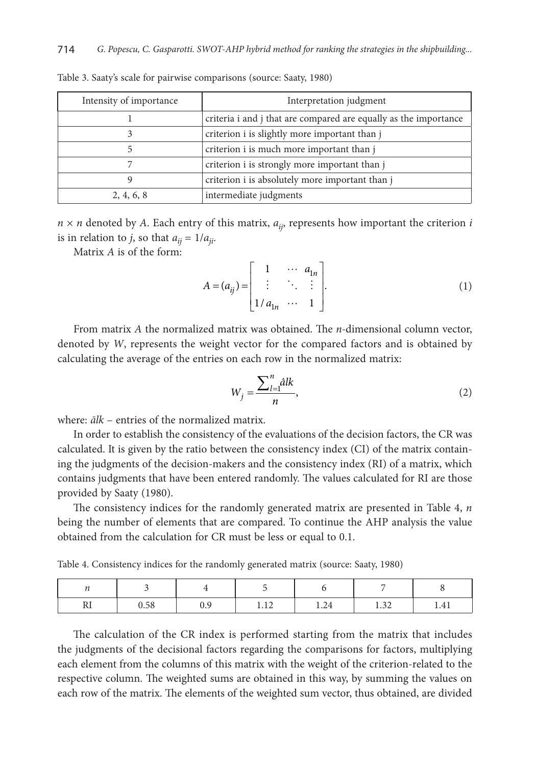Table 3. Saaty's scale for pairwise comparisons (source: Saaty, 1980)

| Intensity of importance | Interpretation judgment |
|---|---|
| 1 | criteria i and j that are compared are equally as the importance |
| 3 | criterion i is slightly more important than j |
| 5 | criterion i is much more important than j |
| 7 | criterion i is strongly more important than j |
| 9 | criterion i is absolutely more important than j |
| 2, 4, 6, 8 | intermediate judgments |

$n \times n$ denoted by $A$. Each entry of this matrix, $a_{ij}$, represents how important the criterion $i$ is in relation to $j$, so that $a_{ij} = 1/a_{ji}$.

Matrix $A$ is of the form:

$$A = (a_{ij}) = \begin{bmatrix} 1 & \cdots & a_{1n} \\ \vdots & \ddots & \vdots \\ 1/a_{1n} & \cdots & 1 \end{bmatrix}. \tag{1}$$

From matrix $A$ the normalized matrix was obtained. The $n$-dimensional column vector, denoted by $W$, represents the weight vector for the compared factors and is obtained by calculating the average of the entries on each row in the normalized matrix:

$$W_j = \frac{\sum_{l=1}^{n} \hat{a}lk}{n}, \tag{2}$$

where: $\bar{a}lk$ – entries of the normalized matrix.

In order to establish the consistency of the evaluations of the decision factors, the CR was calculated. It is given by the ratio between the consistency index (CI) of the matrix containing the judgments of the decision-makers and the consistency index (RI) of a matrix, which contains judgments that have been entered randomly. The values calculated for RI are those provided by Saaty (1980).

The consistency indices for the randomly generated matrix are presented in Table 4, $n$ being the number of elements that are compared. To continue the AHP analysis the value obtained from the calculation for CR must be less or equal to 0.1.

Table 4. Consistency indices for the randomly generated matrix (source: Saaty, 1980)

| $n$ | 3 | 4 | 5 | 6 | 7 | 8 |
|---|---|---|---|---|---|---|
| RI | 0.58 | 0.9 | 1.12 | 1.24 | 1.32 | 1.41 |

The calculation of the CR index is performed starting from the matrix that includes the judgments of the decisional factors regarding the comparisons for factors, multiplying each element from the columns of this matrix with the weight of the criterion-related to the respective column. The weighted sums are obtained in this way, by summing the values on each row of the matrix. The elements of the weighted sum vector, thus obtained, are divided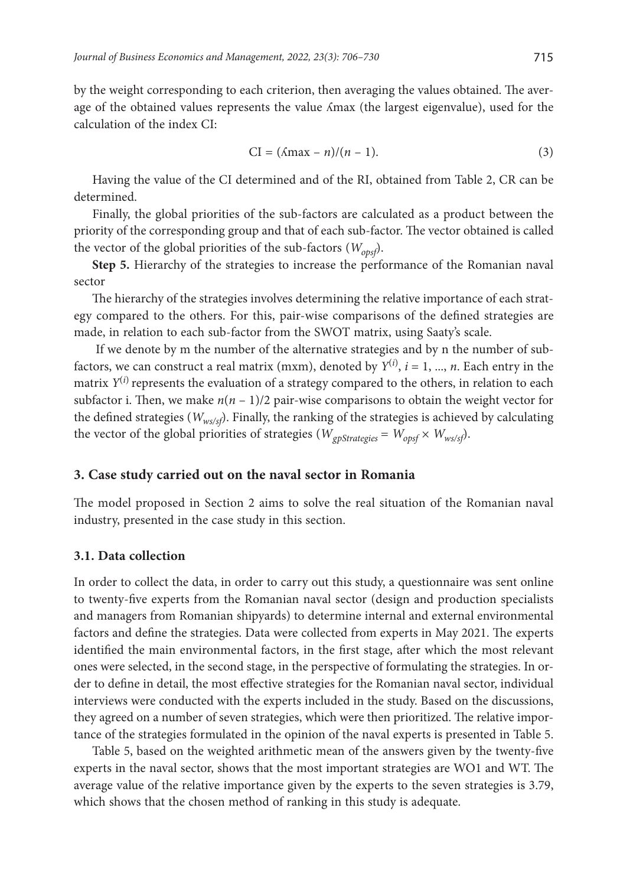by the weight corresponding to each criterion, then averaging the values obtained. The average of the obtained values represents the value ʎmax (the largest eigenvalue), used for the calculation of the index CI:

$$\text{CI} = (ʎ\text{max} - n)/(n - 1). \tag{3}$$

Having the value of the CI determined and of the RI, obtained from Table 2, CR can be determined.

Finally, the global priorities of the sub-factors are calculated as a product between the priority of the corresponding group and that of each sub-factor. The vector obtained is called the vector of the global priorities of the sub-factors ($W_{opsf}$).

**Step 5.** Hierarchy of the strategies to increase the performance of the Romanian naval sector

The hierarchy of the strategies involves determining the relative importance of each strategy compared to the others. For this, pair-wise comparisons of the defined strategies are made, in relation to each sub-factor from the SWOT matrix, using Saaty's scale.

If we denote by m the number of the alternative strategies and by n the number of sub-factors, we can construct a real matrix (mxm), denoted by $Y^{(i)}$, $i = 1, ..., n$. Each entry in the matrix $Y^{(i)}$ represents the evaluation of a strategy compared to the others, in relation to each subfactor i. Then, we make $n(n-1)/2$ pair-wise comparisons to obtain the weight vector for the defined strategies ($W_{ws/sf}$). Finally, the ranking of the strategies is achieved by calculating the vector of the global priorities of strategies ($W_{gpStrategies} = W_{opsf} \times W_{ws/sf}$).

## 3. Case study carried out on the naval sector in Romania

The model proposed in Section 2 aims to solve the real situation of the Romanian naval industry, presented in the case study in this section.

### 3.1. Data collection

In order to collect the data, in order to carry out this study, a questionnaire was sent online to twenty-five experts from the Romanian naval sector (design and production specialists and managers from Romanian shipyards) to determine internal and external environmental factors and define the strategies. Data were collected from experts in May 2021. The experts identified the main environmental factors, in the first stage, after which the most relevant ones were selected, in the second stage, in the perspective of formulating the strategies. In order to define in detail, the most effective strategies for the Romanian naval sector, individual interviews were conducted with the experts included in the study. Based on the discussions, they agreed on a number of seven strategies, which were then prioritized. The relative importance of the strategies formulated in the opinion of the naval experts is presented in Table 5.

Table 5, based on the weighted arithmetic mean of the answers given by the twenty-five experts in the naval sector, shows that the most important strategies are WO1 and WT. The average value of the relative importance given by the experts to the seven strategies is 3.79, which shows that the chosen method of ranking in this study is adequate.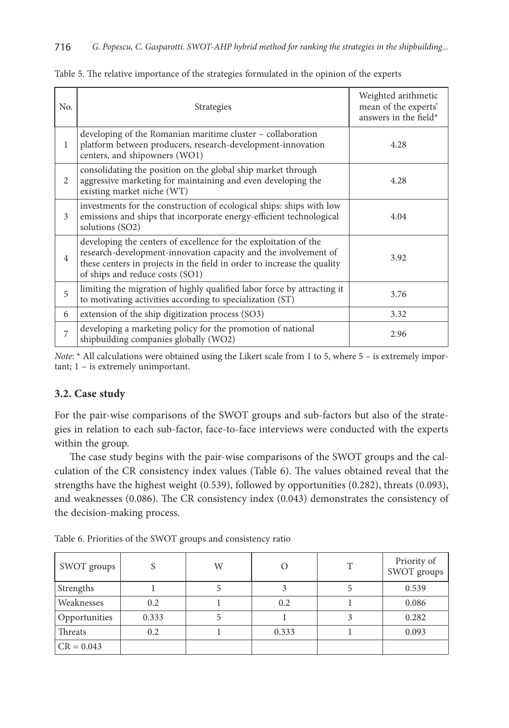Table 5. The relative importance of the strategies formulated in the opinion of the experts

| No. | Strategies | Weighted arithmetic mean of the experts' answers in the field* |
|---|---|---|
| 1 | developing of the Romanian maritime cluster – collaboration platform between producers, research-development-innovation centers, and shipowners (WO1) | 4.28 |
| 2 | consolidating the position on the global ship market through aggressive marketing for maintaining and even developing the existing market niche (WT) | 4.28 |
| 3 | investments for the construction of ecological ships: ships with low emissions and ships that incorporate energy-efficient technological solutions (SO2) | 4.04 |
| 4 | developing the centers of excellence for the exploitation of the research-development-innovation capacity and the involvement of these centers in projects in the field in order to increase the quality of ships and reduce costs (SO1) | 3.92 |
| 5 | limiting the migration of highly qualified labor force by attracting it to motivating activities according to specialization (ST) | 3.76 |
| 6 | extension of the ship digitization process (SO3) | 3.32 |
| 7 | developing a marketing policy for the promotion of national shipbuilding companies globally (WO2) | 2.96 |

*Note*: * All calculations were obtained using the Likert scale from 1 to 5, where 5 – is extremely important; 1 – is extremely unimportant.

### 3.2. Case study

For the pair-wise comparisons of the SWOT groups and sub-factors but also of the strategies in relation to each sub-factor, face-to-face interviews were conducted with the experts within the group.

The case study begins with the pair-wise comparisons of the SWOT groups and the calculation of the CR consistency index values (Table 6). The values obtained reveal that the strengths have the highest weight (0.539), followed by opportunities (0.282), threats (0.093), and weaknesses (0.086). The CR consistency index (0.043) demonstrates the consistency of the decision-making process.

Table 6. Priorities of the SWOT groups and consistency ratio

| SWOT groups | S | W | O | T | Priority of SWOT groups |
|---|---|---|---|---|---|
| Strengths | 1 | 5 | 3 | 5 | 0.539 |
| Weaknesses | 0.2 | 1 | 0.2 | 1 | 0.086 |
| Opportunities | 0.333 | 5 | 1 | 3 | 0.282 |
| Threats | 0.2 | 1 | 0.333 | 1 | 0.093 |
| CR = 0.043 | | | | | |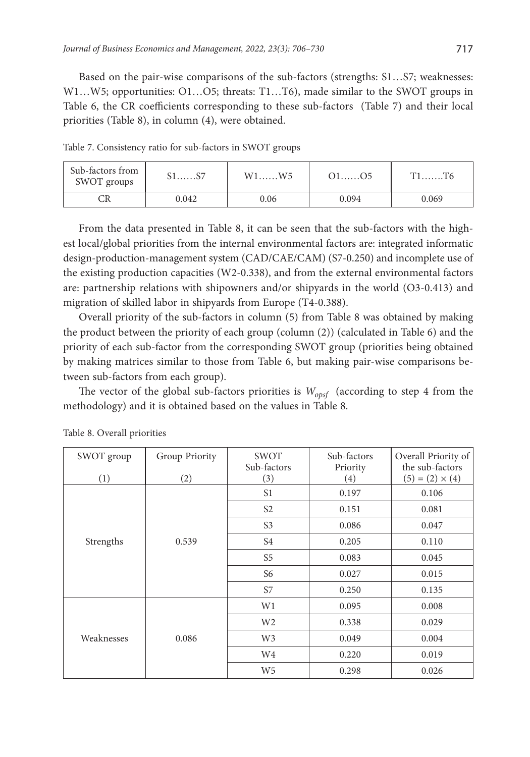Based on the pair-wise comparisons of the sub-factors (strengths: S1…S7; weaknesses: W1…W5; opportunities: O1…O5; threats: T1…T6), made similar to the SWOT groups in Table 6, the CR coefficients corresponding to these sub-factors (Table 7) and their local priorities (Table 8), in column (4), were obtained.

Table 7. Consistency ratio for sub-factors in SWOT groups

| Sub-factors from SWOT groups | S1……S7 | W1……W5 | O1……O5 | T1…….T6 |
|---|---|---|---|---|
| CR | 0.042 | 0.06 | 0.094 | 0.069 |

From the data presented in Table 8, it can be seen that the sub-factors with the highest local/global priorities from the internal environmental factors are: integrated informatic design-production-management system (CAD/CAE/CAM) (S7-0.250) and incomplete use of the existing production capacities (W2-0.338), and from the external environmental factors are: partnership relations with shipowners and/or shipyards in the world (O3-0.413) and migration of skilled labor in shipyards from Europe (T4-0.388).

Overall priority of the sub-factors in column (5) from Table 8 was obtained by making the product between the priority of each group (column (2)) (calculated in Table 6) and the priority of each sub-factor from the corresponding SWOT group (priorities being obtained by making matrices similar to those from Table 6, but making pair-wise comparisons between sub-factors from each group).

The vector of the global sub-factors priorities is $W_{opsf}$ (according to step 4 from the methodology) and it is obtained based on the values in Table 8.

Table 8. Overall priorities

| SWOT group (1) | Group Priority (2) | SWOT Sub-factors (3) | Sub-factors Priority (4) | Overall Priority of the sub-factors (5) = (2) × (4) |
|---|---|---|---|---|
| Strengths | 0.539 | S1 | 0.197 | 0.106 |
| | | S2 | 0.151 | 0.081 |
| | | S3 | 0.086 | 0.047 |
| | | S4 | 0.205 | 0.110 |
| | | S5 | 0.083 | 0.045 |
| | | S6 | 0.027 | 0.015 |
| | | S7 | 0.250 | 0.135 |
| Weaknesses | 0.086 | W1 | 0.095 | 0.008 |
| | | W2 | 0.338 | 0.029 |
| | | W3 | 0.049 | 0.004 |
| | | W4 | 0.220 | 0.019 |
| | | W5 | 0.298 | 0.026 |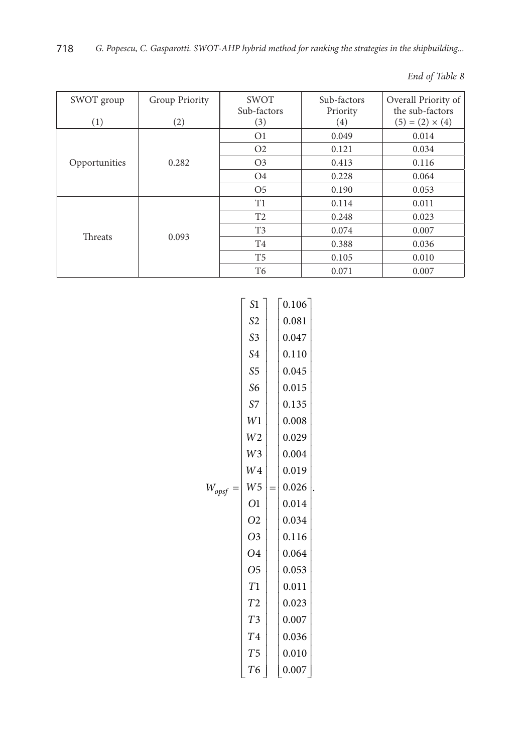*End of Table 8*

| SWOT group (1) | Group Priority (2) | SWOT Sub-factors (3) | Sub-factors Priority (4) | Overall Priority of the sub-factors (5) = (2) × (4) |
|---|---|---|---|---|
| Opportunities | 0.282 | O1 | 0.049 | 0.014 |
| | | O2 | 0.121 | 0.034 |
| | | O3 | 0.413 | 0.116 |
| | | O4 | 0.228 | 0.064 |
| | | O5 | 0.190 | 0.053 |
| Threats | 0.093 | T1 | 0.114 | 0.011 |
| | | T2 | 0.248 | 0.023 |
| | | T3 | 0.074 | 0.007 |
| | | T4 | 0.388 | 0.036 |
| | | T5 | 0.105 | 0.010 |
| | | T6 | 0.071 | 0.007 |

$$W_{opsf} = \begin{bmatrix} S1 \\ S2 \\ S3 \\ S4 \\ S5 \\ S6 \\ S7 \\ W1 \\ W2 \\ W3 \\ W4 \\ W5 \\ O1 \\ O2 \\ O3 \\ O4 \\ O5 \\ T1 \\ T2 \\ T3 \\ T4 \\ T5 \\ T6 \end{bmatrix} = \begin{bmatrix} 0.106 \\ 0.081 \\ 0.047 \\ 0.110 \\ 0.045 \\ 0.015 \\ 0.135 \\ 0.008 \\ 0.029 \\ 0.004 \\ 0.019 \\ 0.026 \\ 0.014 \\ 0.034 \\ 0.116 \\ 0.064 \\ 0.053 \\ 0.011 \\ 0.023 \\ 0.007 \\ 0.036 \\ 0.010 \\ 0.007 \end{bmatrix}.$$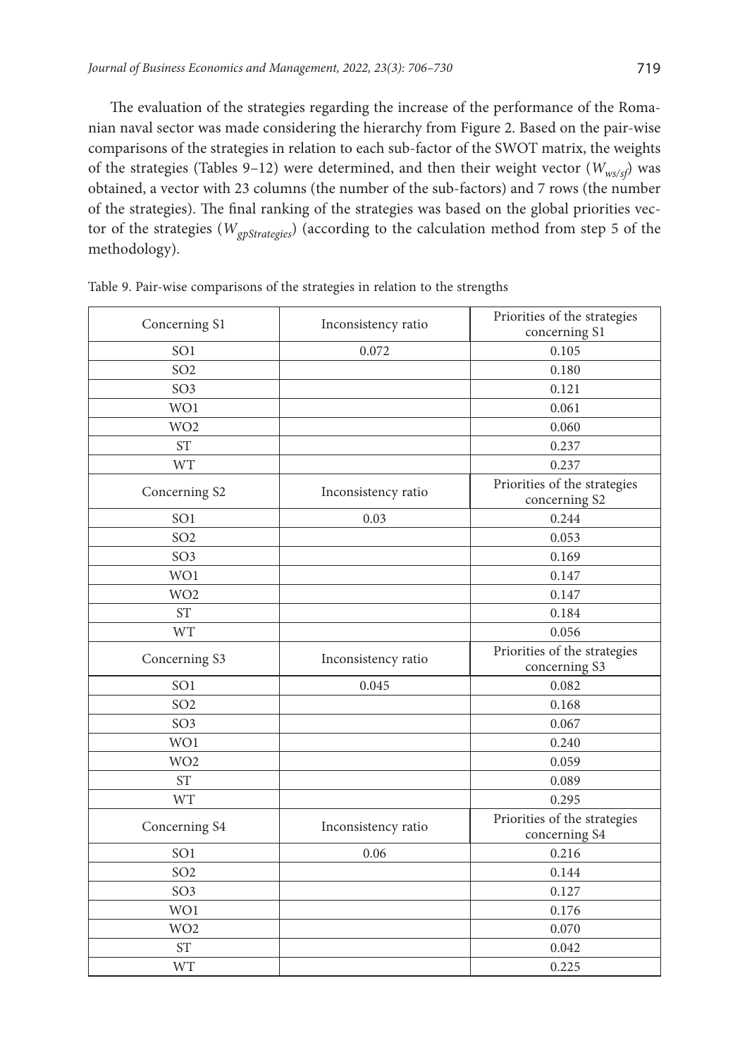The evaluation of the strategies regarding the increase of the performance of the Romanian naval sector was made considering the hierarchy from Figure 2. Based on the pair-wise comparisons of the strategies in relation to each sub-factor of the SWOT matrix, the weights of the strategies (Tables 9–12) were determined, and then their weight vector ($W_{ws/sf}$) was obtained, a vector with 23 columns (the number of the sub-factors) and 7 rows (the number of the strategies). The final ranking of the strategies was based on the global priorities vector of the strategies ($W_{gpStrategies}$) (according to the calculation method from step 5 of the methodology).

Table 9. Pair-wise comparisons of the strategies in relation to the strengths

| Concerning S1 | Inconsistency ratio | Priorities of the strategies concerning S1 |
|---|---|---|
| SO1 | 0.072 | 0.105 |
| SO2 | | 0.180 |
| SO3 | | 0.121 |
| WO1 | | 0.061 |
| WO2 | | 0.060 |
| ST | | 0.237 |
| WT | | 0.237 |
| **Concerning S2** | **Inconsistency ratio** | **Priorities of the strategies concerning S2** |
| SO1 | 0.03 | 0.244 |
| SO2 | | 0.053 |
| SO3 | | 0.169 |
| WO1 | | 0.147 |
| WO2 | | 0.147 |
| ST | | 0.184 |
| WT | | 0.056 |
| **Concerning S3** | **Inconsistency ratio** | **Priorities of the strategies concerning S3** |
| SO1 | 0.045 | 0.082 |
| SO2 | | 0.168 |
| SO3 | | 0.067 |
| WO1 | | 0.240 |
| WO2 | | 0.059 |
| ST | | 0.089 |
| WT | | 0.295 |
| **Concerning S4** | **Inconsistency ratio** | **Priorities of the strategies concerning S4** |
| SO1 | 0.06 | 0.216 |
| SO2 | | 0.144 |
| SO3 | | 0.127 |
| WO1 | | 0.176 |
| WO2 | | 0.070 |
| ST | | 0.042 |
| WT | | 0.225 |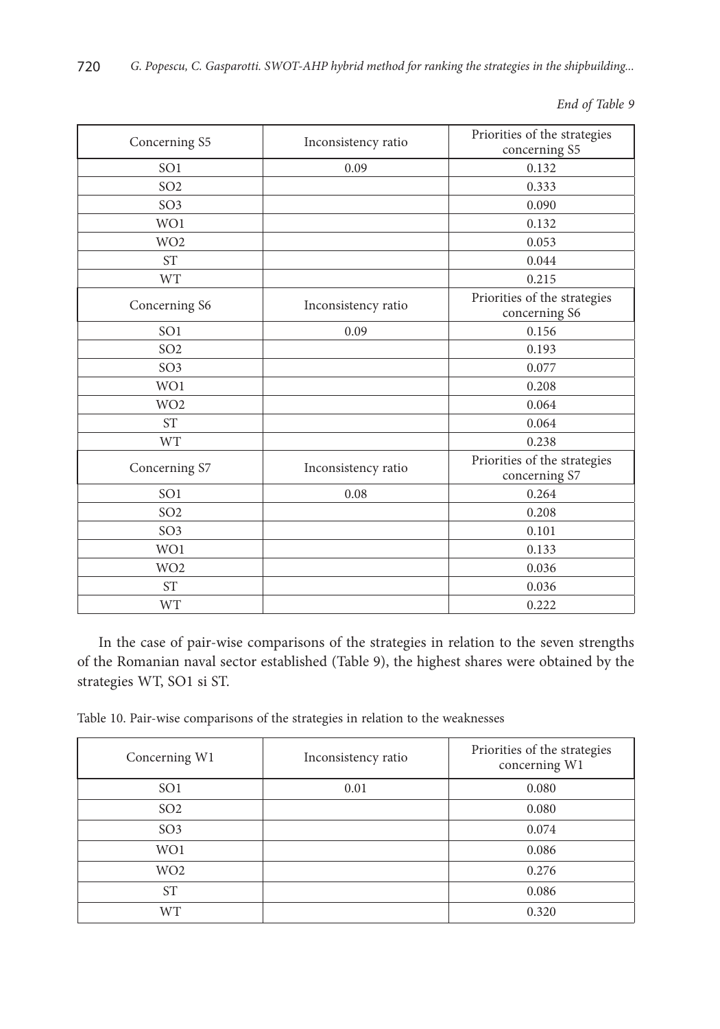*End of Table 9*

| Concerning S5 | Inconsistency ratio | Priorities of the strategies concerning S5 |
|---|---|---|
| SO1 | 0.09 | 0.132 |
| SO2 | | 0.333 |
| SO3 | | 0.090 |
| WO1 | | 0.132 |
| WO2 | | 0.053 |
| ST | | 0.044 |
| WT | | 0.215 |
| Concerning S6 | Inconsistency ratio | Priorities of the strategies concerning S6 |
| SO1 | 0.09 | 0.156 |
| SO2 | | 0.193 |
| SO3 | | 0.077 |
| WO1 | | 0.208 |
| WO2 | | 0.064 |
| ST | | 0.064 |
| WT | | 0.238 |
| Concerning S7 | Inconsistency ratio | Priorities of the strategies concerning S7 |
| SO1 | 0.08 | 0.264 |
| SO2 | | 0.208 |
| SO3 | | 0.101 |
| WO1 | | 0.133 |
| WO2 | | 0.036 |
| ST | | 0.036 |
| WT | | 0.222 |

In the case of pair-wise comparisons of the strategies in relation to the seven strengths of the Romanian naval sector established (Table 9), the highest shares were obtained by the strategies WT, SO1 si ST.

Table 10. Pair-wise comparisons of the strategies in relation to the weaknesses

| Concerning W1 | Inconsistency ratio | Priorities of the strategies concerning W1 |
|---|---|---|
| SO1 | 0.01 | 0.080 |
| SO2 | | 0.080 |
| SO3 | | 0.074 |
| WO1 | | 0.086 |
| WO2 | | 0.276 |
| ST | | 0.086 |
| WT | | 0.320 |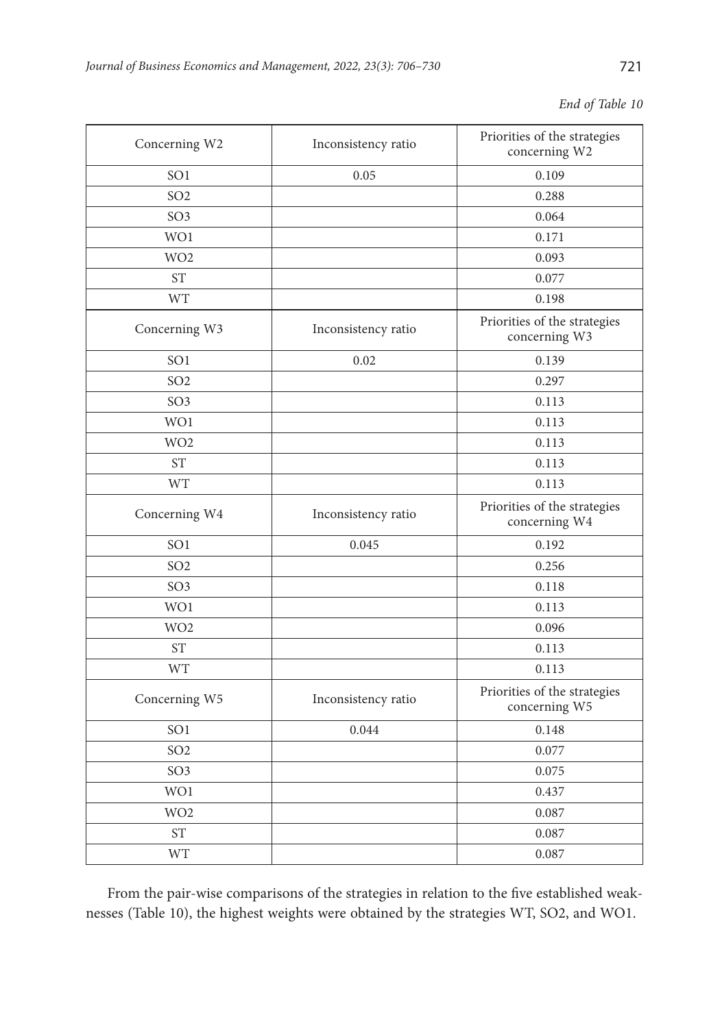*End of Table 10*

| Concerning W2 | Inconsistency ratio | Priorities of the strategies concerning W2 |
|---|---|---|
| SO1 | 0.05 | 0.109 |
| SO2 | | 0.288 |
| SO3 | | 0.064 |
| WO1 | | 0.171 |
| WO2 | | 0.093 |
| ST | | 0.077 |
| WT | | 0.198 |
| Concerning W3 | Inconsistency ratio | Priorities of the strategies concerning W3 |
| SO1 | 0.02 | 0.139 |
| SO2 | | 0.297 |
| SO3 | | 0.113 |
| WO1 | | 0.113 |
| WO2 | | 0.113 |
| ST | | 0.113 |
| WT | | 0.113 |
| Concerning W4 | Inconsistency ratio | Priorities of the strategies concerning W4 |
| SO1 | 0.045 | 0.192 |
| SO2 | | 0.256 |
| SO3 | | 0.118 |
| WO1 | | 0.113 |
| WO2 | | 0.096 |
| ST | | 0.113 |
| WT | | 0.113 |
| Concerning W5 | Inconsistency ratio | Priorities of the strategies concerning W5 |
| SO1 | 0.044 | 0.148 |
| SO2 | | 0.077 |
| SO3 | | 0.075 |
| WO1 | | 0.437 |
| WO2 | | 0.087 |
| ST | | 0.087 |
| WT | | 0.087 |

From the pair-wise comparisons of the strategies in relation to the five established weaknesses (Table 10), the highest weights were obtained by the strategies WT, SO2, and WO1.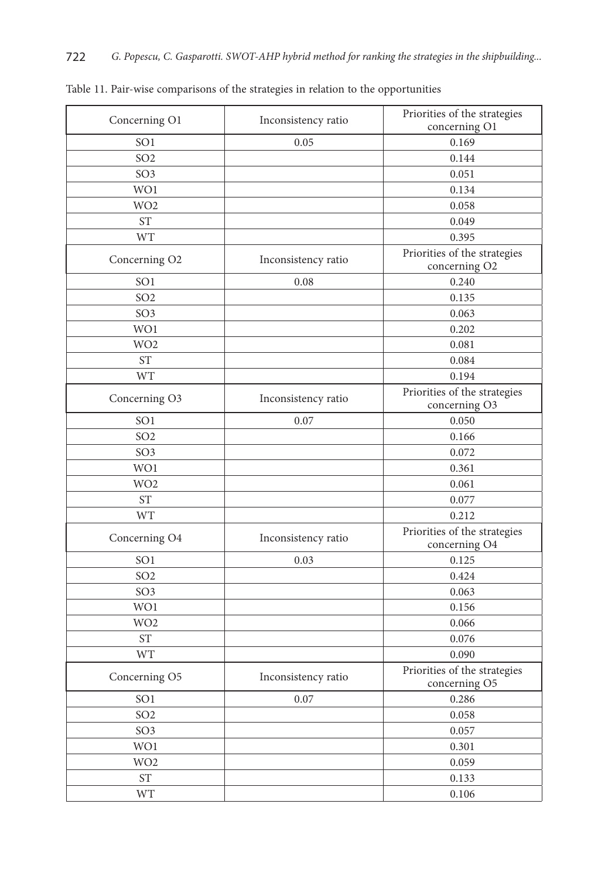Table 11. Pair-wise comparisons of the strategies in relation to the opportunities

| Concerning O1 | Inconsistency ratio | Priorities of the strategies concerning O1 |
|---|---|---|
| SO1 | 0.05 | 0.169 |
| SO2 | | 0.144 |
| SO3 | | 0.051 |
| WO1 | | 0.134 |
| WO2 | | 0.058 |
| ST | | 0.049 |
| WT | | 0.395 |
| **Concerning O2** | **Inconsistency ratio** | **Priorities of the strategies concerning O2** |
| SO1 | 0.08 | 0.240 |
| SO2 | | 0.135 |
| SO3 | | 0.063 |
| WO1 | | 0.202 |
| WO2 | | 0.081 |
| ST | | 0.084 |
| WT | | 0.194 |
| **Concerning O3** | **Inconsistency ratio** | **Priorities of the strategies concerning O3** |
| SO1 | 0.07 | 0.050 |
| SO2 | | 0.166 |
| SO3 | | 0.072 |
| WO1 | | 0.361 |
| WO2 | | 0.061 |
| ST | | 0.077 |
| WT | | 0.212 |
| **Concerning O4** | **Inconsistency ratio** | **Priorities of the strategies concerning O4** |
| SO1 | 0.03 | 0.125 |
| SO2 | | 0.424 |
| SO3 | | 0.063 |
| WO1 | | 0.156 |
| WO2 | | 0.066 |
| ST | | 0.076 |
| WT | | 0.090 |
| **Concerning O5** | **Inconsistency ratio** | **Priorities of the strategies concerning O5** |
| SO1 | 0.07 | 0.286 |
| SO2 | | 0.058 |
| SO3 | | 0.057 |
| WO1 | | 0.301 |
| WO2 | | 0.059 |
| ST | | 0.133 |
| WT | | 0.106 |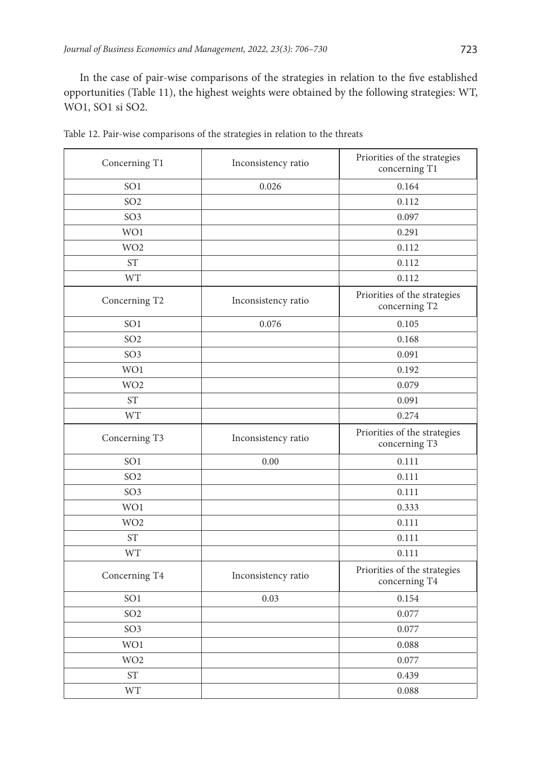In the case of pair-wise comparisons of the strategies in relation to the five established opportunities (Table 11), the highest weights were obtained by the following strategies: WT, WO1, SO1 si SO2.

Table 12. Pair-wise comparisons of the strategies in relation to the threats

| Concerning T1 | Inconsistency ratio | Priorities of the strategies concerning T1 |
|---|---|---|
| SO1 | 0.026 | 0.164 |
| SO2 | | 0.112 |
| SO3 | | 0.097 |
| WO1 | | 0.291 |
| WO2 | | 0.112 |
| ST | | 0.112 |
| WT | | 0.112 |
| Concerning T2 | Inconsistency ratio | Priorities of the strategies concerning T2 |
| SO1 | 0.076 | 0.105 |
| SO2 | | 0.168 |
| SO3 | | 0.091 |
| WO1 | | 0.192 |
| WO2 | | 0.079 |
| ST | | 0.091 |
| WT | | 0.274 |
| Concerning T3 | Inconsistency ratio | Priorities of the strategies concerning T3 |
| SO1 | 0.00 | 0.111 |
| SO2 | | 0.111 |
| SO3 | | 0.111 |
| WO1 | | 0.333 |
| WO2 | | 0.111 |
| ST | | 0.111 |
| WT | | 0.111 |
| Concerning T4 | Inconsistency ratio | Priorities of the strategies concerning T4 |
| SO1 | 0.03 | 0.154 |
| SO2 | | 0.077 |
| SO3 | | 0.077 |
| WO1 | | 0.088 |
| WO2 | | 0.077 |
| ST | | 0.439 |
| WT | | 0.088 |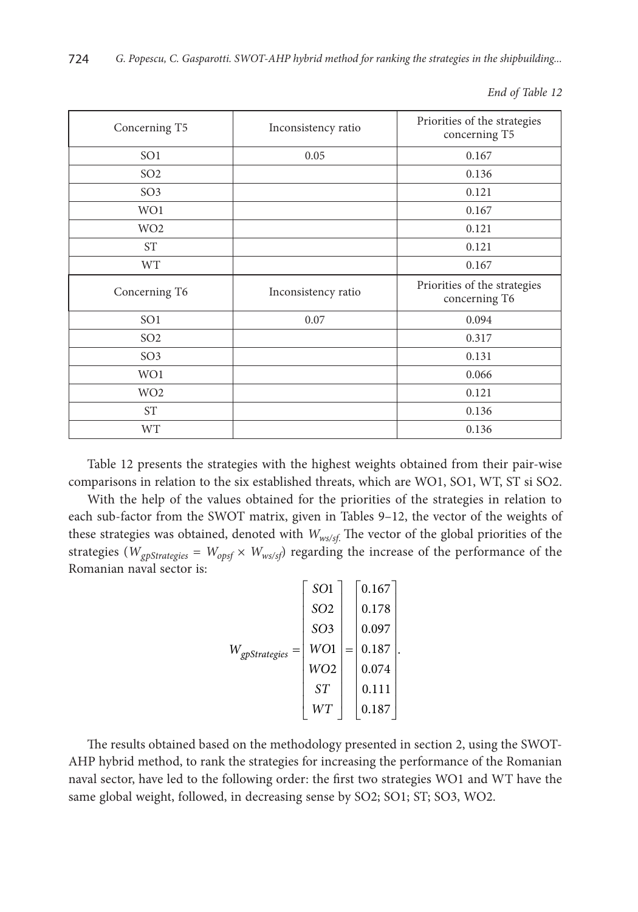*End of Table 12*

| Concerning T5 | Inconsistency ratio | Priorities of the strategies concerning T5 |
|---|---|---|
| SO1 | 0.05 | 0.167 |
| SO2 | | 0.136 |
| SO3 | | 0.121 |
| WO1 | | 0.167 |
| WO2 | | 0.121 |
| ST | | 0.121 |
| WT | | 0.167 |
| Concerning T6 | Inconsistency ratio | Priorities of the strategies concerning T6 |
| SO1 | 0.07 | 0.094 |
| SO2 | | 0.317 |
| SO3 | | 0.131 |
| WO1 | | 0.066 |
| WO2 | | 0.121 |
| ST | | 0.136 |
| WT | | 0.136 |

Table 12 presents the strategies with the highest weights obtained from their pair-wise comparisons in relation to the six established threats, which are WO1, SO1, WT, ST si SO2.

With the help of the values obtained for the priorities of the strategies in relation to each sub-factor from the SWOT matrix, given in Tables 9–12, the vector of the weights of these strategies was obtained, denoted with $W_{ws/sf}$. The vector of the global priorities of the strategies ($W_{gpStrategies} = W_{opsf} \times W_{ws/sf}$) regarding the increase of the performance of the Romanian naval sector is:

$$W_{gpStrategies} = \begin{bmatrix} SO1 \\ SO2 \\ SO3 \\ WO1 \\ WO2 \\ ST \\ WT \end{bmatrix} = \begin{bmatrix} 0.167 \\ 0.178 \\ 0.097 \\ 0.187 \\ 0.074 \\ 0.111 \\ 0.187 \end{bmatrix}.$$

The results obtained based on the methodology presented in section 2, using the SWOT-AHP hybrid method, to rank the strategies for increasing the performance of the Romanian naval sector, have led to the following order: the first two strategies WO1 and WT have the same global weight, followed, in decreasing sense by SO2; SO1; ST; SO3, WO2.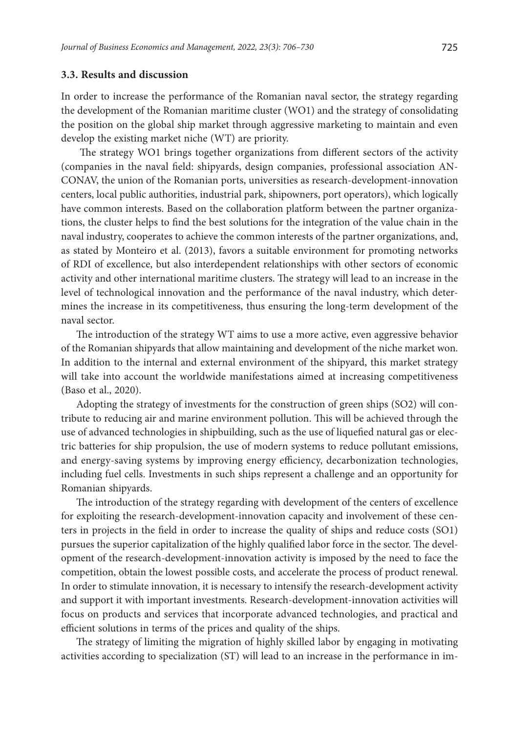### 3.3. Results and discussion

In order to increase the performance of the Romanian naval sector, the strategy regarding the development of the Romanian maritime cluster (WO1) and the strategy of consolidating the position on the global ship market through aggressive marketing to maintain and even develop the existing market niche (WT) are priority.

The strategy WO1 brings together organizations from different sectors of the activity (companies in the naval field: shipyards, design companies, professional association ANCONAV, the union of the Romanian ports, universities as research-development-innovation centers, local public authorities, industrial park, shipowners, port operators), which logically have common interests. Based on the collaboration platform between the partner organizations, the cluster helps to find the best solutions for the integration of the value chain in the naval industry, cooperates to achieve the common interests of the partner organizations, and, as stated by Monteiro et al. (2013), favors a suitable environment for promoting networks of RDI of excellence, but also interdependent relationships with other sectors of economic activity and other international maritime clusters. The strategy will lead to an increase in the level of technological innovation and the performance of the naval industry, which determines the increase in its competitiveness, thus ensuring the long-term development of the naval sector.

The introduction of the strategy WT aims to use a more active, even aggressive behavior of the Romanian shipyards that allow maintaining and development of the niche market won. In addition to the internal and external environment of the shipyard, this market strategy will take into account the worldwide manifestations aimed at increasing competitiveness (Baso et al., 2020).

Adopting the strategy of investments for the construction of green ships (SO2) will contribute to reducing air and marine environment pollution. This will be achieved through the use of advanced technologies in shipbuilding, such as the use of liquefied natural gas or electric batteries for ship propulsion, the use of modern systems to reduce pollutant emissions, and energy-saving systems by improving energy efficiency, decarbonization technologies, including fuel cells. Investments in such ships represent a challenge and an opportunity for Romanian shipyards.

The introduction of the strategy regarding with development of the centers of excellence for exploiting the research-development-innovation capacity and involvement of these centers in projects in the field in order to increase the quality of ships and reduce costs (SO1) pursues the superior capitalization of the highly qualified labor force in the sector. The development of the research-development-innovation activity is imposed by the need to face the competition, obtain the lowest possible costs, and accelerate the process of product renewal. In order to stimulate innovation, it is necessary to intensify the research-development activity and support it with important investments. Research-development-innovation activities will focus on products and services that incorporate advanced technologies, and practical and efficient solutions in terms of the prices and quality of the ships.

The strategy of limiting the migration of highly skilled labor by engaging in motivating activities according to specialization (ST) will lead to an increase in the performance in im-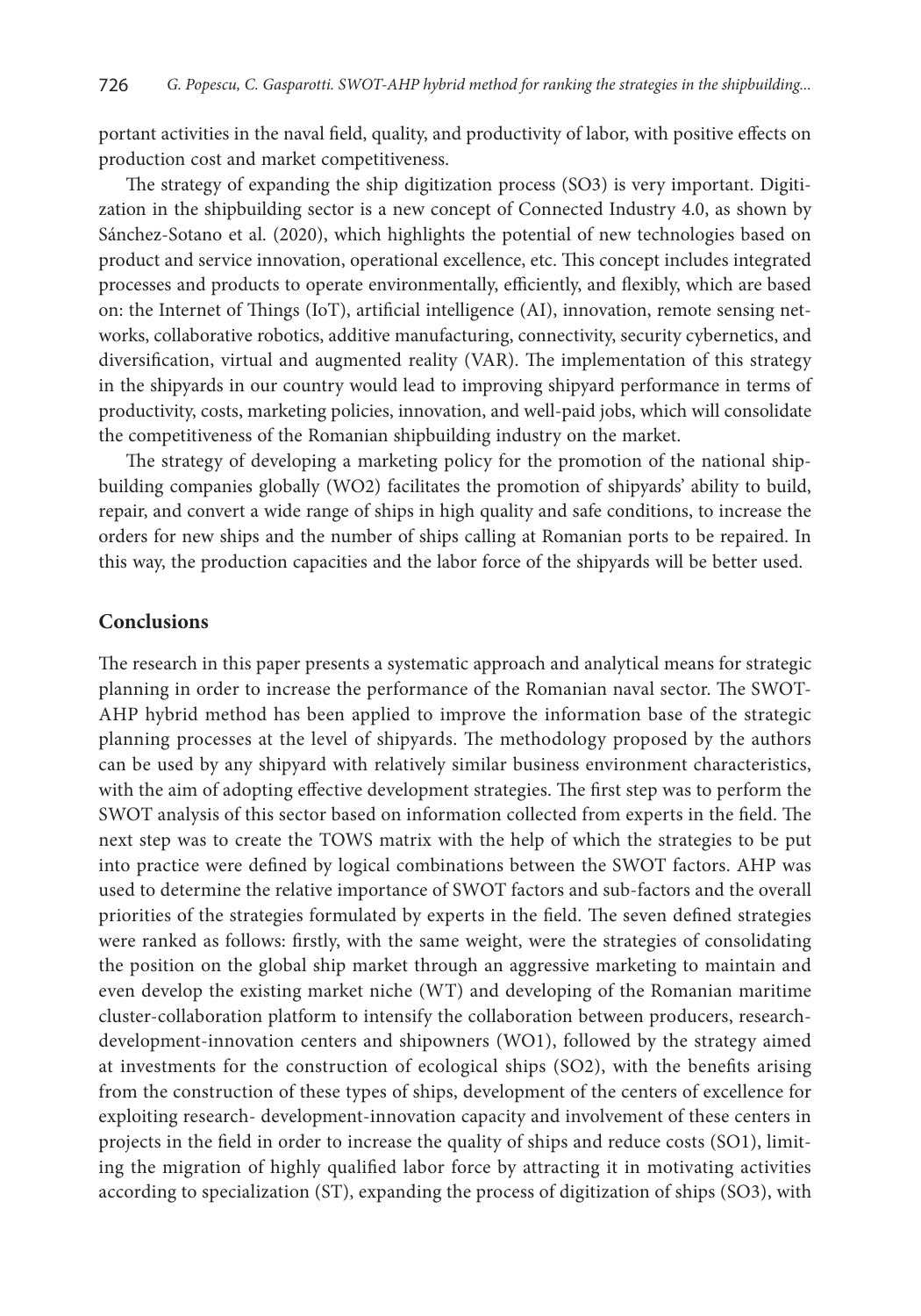portant activities in the naval field, quality, and productivity of labor, with positive effects on production cost and market competitiveness.

The strategy of expanding the ship digitization process (SO3) is very important. Digitization in the shipbuilding sector is a new concept of Connected Industry 4.0, as shown by Sánchez-Sotano et al. (2020), which highlights the potential of new technologies based on product and service innovation, operational excellence, etc. This concept includes integrated processes and products to operate environmentally, efficiently, and flexibly, which are based on: the Internet of Things (IoT), artificial intelligence (AI), innovation, remote sensing networks, collaborative robotics, additive manufacturing, connectivity, security cybernetics, and diversification, virtual and augmented reality (VAR). The implementation of this strategy in the shipyards in our country would lead to improving shipyard performance in terms of productivity, costs, marketing policies, innovation, and well-paid jobs, which will consolidate the competitiveness of the Romanian shipbuilding industry on the market.

The strategy of developing a marketing policy for the promotion of the national shipbuilding companies globally (WO2) facilitates the promotion of shipyards' ability to build, repair, and convert a wide range of ships in high quality and safe conditions, to increase the orders for new ships and the number of ships calling at Romanian ports to be repaired. In this way, the production capacities and the labor force of the shipyards will be better used.

## Conclusions

The research in this paper presents a systematic approach and analytical means for strategic planning in order to increase the performance of the Romanian naval sector. The SWOT-AHP hybrid method has been applied to improve the information base of the strategic planning processes at the level of shipyards. The methodology proposed by the authors can be used by any shipyard with relatively similar business environment characteristics, with the aim of adopting effective development strategies. The first step was to perform the SWOT analysis of this sector based on information collected from experts in the field. The next step was to create the TOWS matrix with the help of which the strategies to be put into practice were defined by logical combinations between the SWOT factors. AHP was used to determine the relative importance of SWOT factors and sub-factors and the overall priorities of the strategies formulated by experts in the field. The seven defined strategies were ranked as follows: firstly, with the same weight, were the strategies of consolidating the position on the global ship market through an aggressive marketing to maintain and even develop the existing market niche (WT) and developing of the Romanian maritime cluster-collaboration platform to intensify the collaboration between producers, research-development-innovation centers and shipowners (WO1), followed by the strategy aimed at investments for the construction of ecological ships (SO2), with the benefits arising from the construction of these types of ships, development of the centers of excellence for exploiting research- development-innovation capacity and involvement of these centers in projects in the field in order to increase the quality of ships and reduce costs (SO1), limiting the migration of highly qualified labor force by attracting it in motivating activities according to specialization (ST), expanding the process of digitization of ships (SO3), with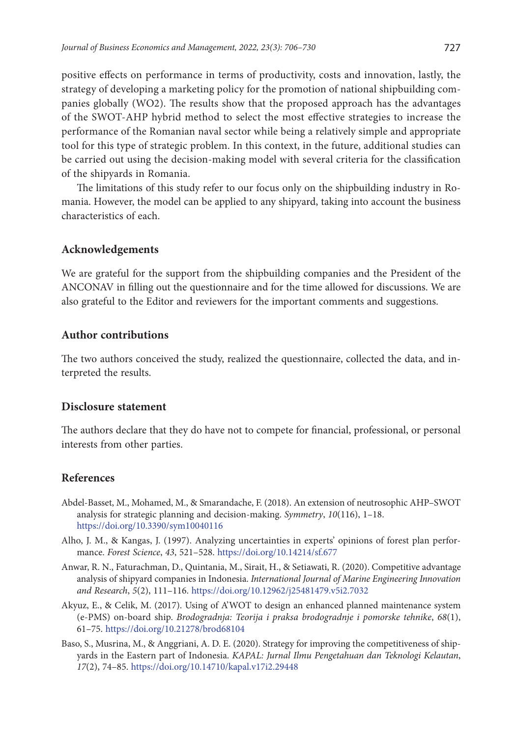positive effects on performance in terms of productivity, costs and innovation, lastly, the strategy of developing a marketing policy for the promotion of national shipbuilding companies globally (WO2). The results show that the proposed approach has the advantages of the SWOT-AHP hybrid method to select the most effective strategies to increase the performance of the Romanian naval sector while being a relatively simple and appropriate tool for this type of strategic problem. In this context, in the future, additional studies can be carried out using the decision-making model with several criteria for the classification of the shipyards in Romania.

The limitations of this study refer to our focus only on the shipbuilding industry in Romania. However, the model can be applied to any shipyard, taking into account the business characteristics of each.

## Acknowledgements

We are grateful for the support from the shipbuilding companies and the President of the ANCONAV in filling out the questionnaire and for the time allowed for discussions. We are also grateful to the Editor and reviewers for the important comments and suggestions.

## Author contributions

The two authors conceived the study, realized the questionnaire, collected the data, and interpreted the results.

## Disclosure statement

The authors declare that they do have not to compete for financial, professional, or personal interests from other parties.

## References

Abdel-Basset, M., Mohamed, M., & Smarandache, F. (2018). An extension of neutrosophic AHP–SWOT analysis for strategic planning and decision-making. *Symmetry*, *10*(116), 1–18. https://doi.org/10.3390/sym10040116

Alho, J. M., & Kangas, J. (1997). Analyzing uncertainties in experts' opinions of forest plan performance. *Forest Science*, *43*, 521–528. https://doi.org/10.14214/sf.677

Anwar, R. N., Faturachman, D., Quintania, M., Sirait, H., & Setiawati, R. (2020). Competitive advantage analysis of shipyard companies in Indonesia. *International Journal of Marine Engineering Innovation and Research*, *5*(2), 111–116. https://doi.org/10.12962/j25481479.v5i2.7032

Akyuz, E., & Celik, M. (2017). Using of A'WOT to design an enhanced planned maintenance system (e-PMS) on-board ship. *Brodogradnja: Teorija i praksa brodogradnje i pomorske tehnike*, *68*(1), 61–75. https://doi.org/10.21278/brod68104

Baso, S., Musrina, M., & Anggriani, A. D. E. (2020). Strategy for improving the competitiveness of shipyards in the Eastern part of Indonesia. *KAPAL: Jurnal Ilmu Pengetahuan dan Teknologi Kelautan*, *17*(2), 74–85. https://doi.org/10.14710/kapal.v17i2.29448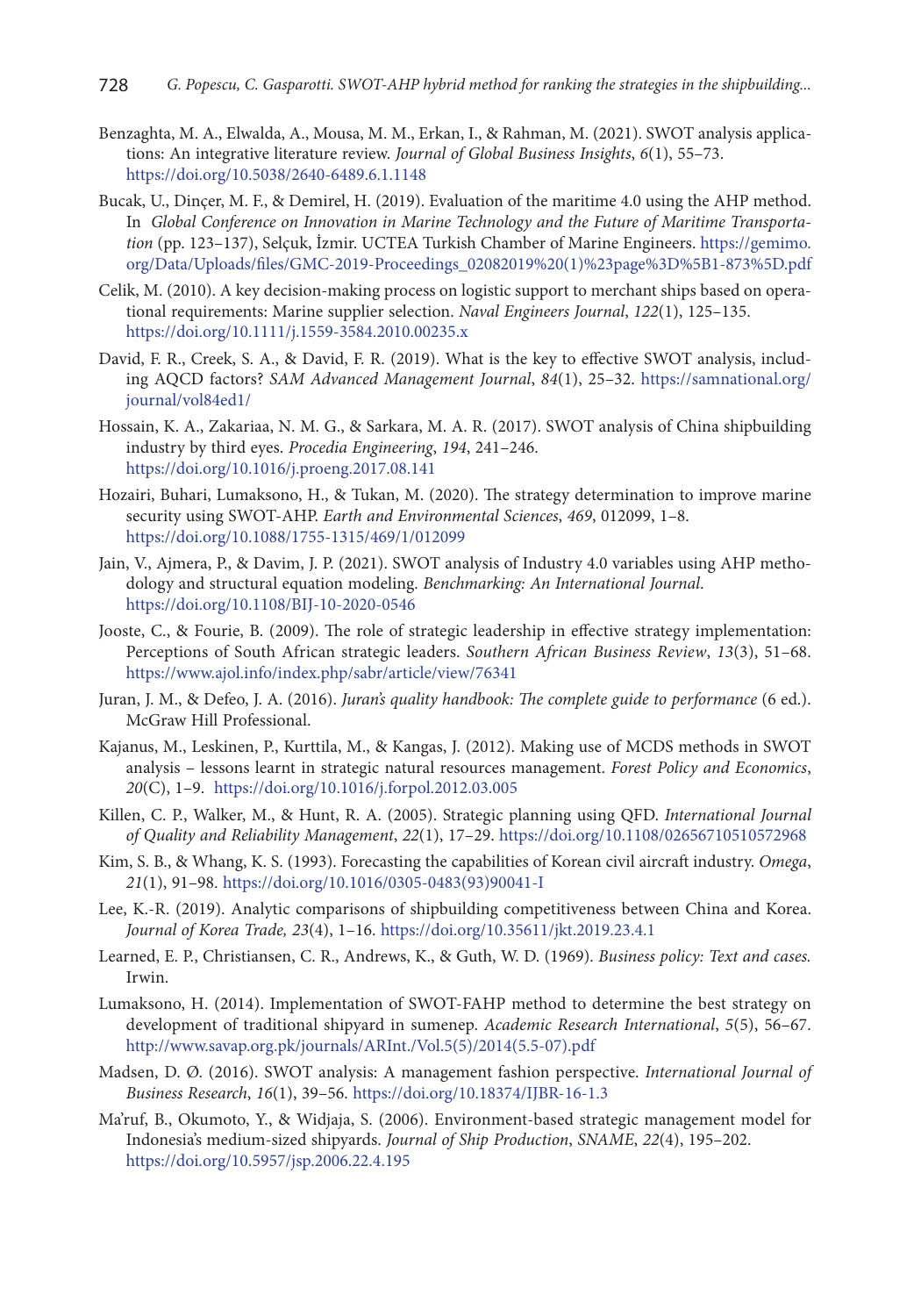Benzaghta, M. A., Elwalda, A., Mousa, M. M., Erkan, I., & Rahman, M. (2021). SWOT analysis applications: An integrative literature review. *Journal of Global Business Insights*, *6*(1), 55–73. https://doi.org/10.5038/2640-6489.6.1.1148

Bucak, U., Dinçer, M. F., & Demirel, H. (2019). Evaluation of the maritime 4.0 using the AHP method. In *Global Conference on Innovation in Marine Technology and the Future of Maritime Transportation* (pp. 123–137), Selçuk, İzmir. UCTEA Turkish Chamber of Marine Engineers. https://gemimo.org/Data/Uploads/files/GMC-2019-Proceedings_02082019%20(1)%23page%3D%5B1-873%5D.pdf

Celik, M. (2010). A key decision-making process on logistic support to merchant ships based on operational requirements: Marine supplier selection. *Naval Engineers Journal*, *122*(1), 125–135. https://doi.org/10.1111/j.1559-3584.2010.00235.x

David, F. R., Creek, S. A., & David, F. R. (2019). What is the key to effective SWOT analysis, including AQCD factors? *SAM Advanced Management Journal*, *84*(1), 25–32. https://samnational.org/journal/vol84ed1/

Hossain, K. A., Zakariaa, N. M. G., & Sarkara, M. A. R. (2017). SWOT analysis of China shipbuilding industry by third eyes. *Procedia Engineering*, *194*, 241–246. https://doi.org/10.1016/j.proeng.2017.08.141

Hozairi, Buhari, Lumaksono, H., & Tukan, M. (2020). The strategy determination to improve marine security using SWOT-AHP. *Earth and Environmental Sciences*, *469*, 012099, 1–8. https://doi.org/10.1088/1755-1315/469/1/012099

Jain, V., Ajmera, P., & Davim, J. P. (2021). SWOT analysis of Industry 4.0 variables using AHP methodology and structural equation modeling. *Benchmarking: An International Journal*. https://doi.org/10.1108/BIJ-10-2020-0546

Jooste, C., & Fourie, B. (2009). The role of strategic leadership in effective strategy implementation: Perceptions of South African strategic leaders. *Southern African Business Review*, *13*(3), 51–68. https://www.ajol.info/index.php/sabr/article/view/76341

Juran, J. M., & Defeo, J. A. (2016). *Juran's quality handbook: The complete guide to performance* (6 ed.). McGraw Hill Professional.

Kajanus, M., Leskinen, P., Kurttila, M., & Kangas, J. (2012). Making use of MCDS methods in SWOT analysis – lessons learnt in strategic natural resources management. *Forest Policy and Economics*, *20*(C), 1–9. https://doi.org/10.1016/j.forpol.2012.03.005

Killen, C. P., Walker, M., & Hunt, R. A. (2005). Strategic planning using QFD. *International Journal of Quality and Reliability Management*, *22*(1), 17–29. https://doi.org/10.1108/02656710510572968

Kim, S. B., & Whang, K. S. (1993). Forecasting the capabilities of Korean civil aircraft industry. *Omega*, *21*(1), 91–98. https://doi.org/10.1016/0305-0483(93)90041-I

Lee, K.-R. (2019). Analytic comparisons of shipbuilding competitiveness between China and Korea. *Journal of Korea Trade, 23*(4), 1–16. https://doi.org/10.35611/jkt.2019.23.4.1

Learned, E. P., Christiansen, C. R., Andrews, K., & Guth, W. D. (1969). *Business policy: Text and cases.* Irwin.

Lumaksono, H. (2014). Implementation of SWOT-FAHP method to determine the best strategy on development of traditional shipyard in sumenep. *Academic Research International*, *5*(5), 56–67. http://www.savap.org.pk/journals/ARInt./Vol.5(5)/2014(5.5-07).pdf

Madsen, D. Ø. (2016). SWOT analysis: A management fashion perspective. *International Journal of Business Research*, *16*(1), 39–56. https://doi.org/10.18374/IJBR-16-1.3

Ma'ruf, B., Okumoto, Y., & Widjaja, S. (2006). Environment-based strategic management model for Indonesia's medium-sized shipyards. *Journal of Ship Production*, *SNAME*, *22*(4), 195–202. https://doi.org/10.5957/jsp.2006.22.4.195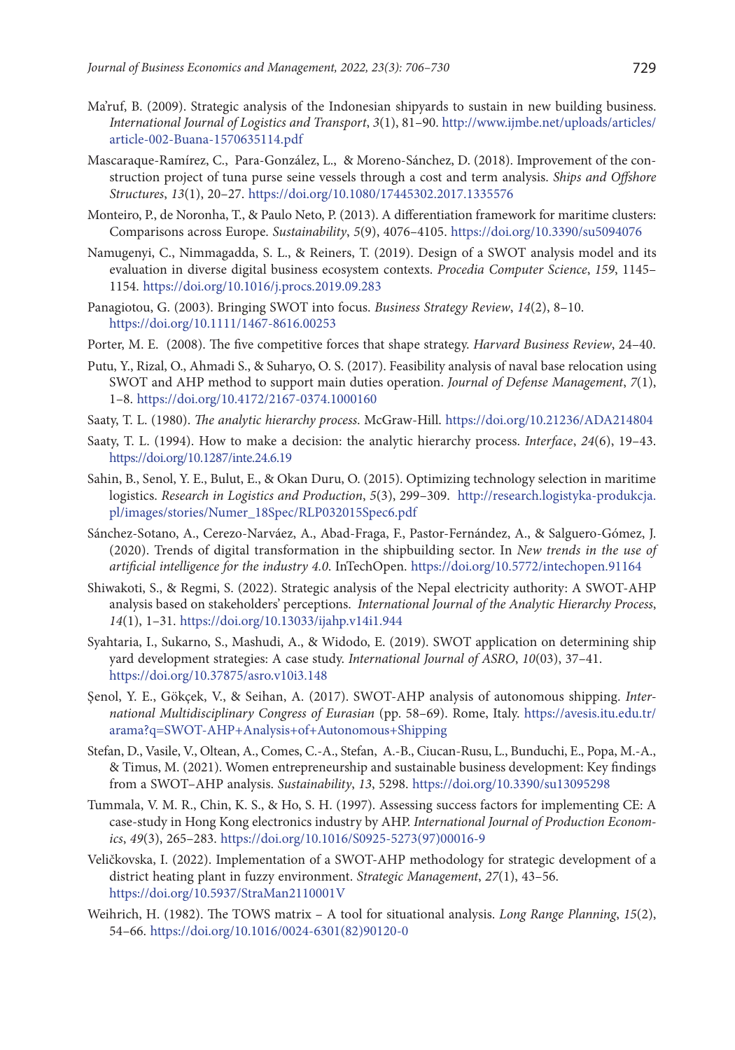Ma'ruf, B. (2009). Strategic analysis of the Indonesian shipyards to sustain in new building business. *International Journal of Logistics and Transport*, *3*(1), 81–90. http://www.ijmbe.net/uploads/articles/article-002-Buana-1570635114.pdf

Mascaraque-Ramírez, C., Para-González, L., & Moreno-Sánchez, D. (2018). Improvement of the construction project of tuna purse seine vessels through a cost and term analysis. *Ships and Offshore Structures*, *13*(1), 20–27. https://doi.org/10.1080/17445302.2017.1335576

Monteiro, P., de Noronha, T., & Paulo Neto, P. (2013). A differentiation framework for maritime clusters: Comparisons across Europe. *Sustainability*, *5*(9), 4076–4105. https://doi.org/10.3390/su5094076

Namugenyi, C., Nimmagadda, S. L., & Reiners, T. (2019). Design of a SWOT analysis model and its evaluation in diverse digital business ecosystem contexts. *Procedia Computer Science*, *159*, 1145–1154. https://doi.org/10.1016/j.procs.2019.09.283

Panagiotou, G. (2003). Bringing SWOT into focus. *Business Strategy Review*, *14*(2), 8–10. https://doi.org/10.1111/1467-8616.00253

Porter, M. E. (2008). The five competitive forces that shape strategy. *Harvard Business Review*, 24–40.

Putu, Y., Rizal, O., Ahmadi S., & Suharyo, O. S. (2017). Feasibility analysis of naval base relocation using SWOT and AHP method to support main duties operation. *Journal of Defense Management*, *7*(1), 1–8. https://doi.org/10.4172/2167-0374.1000160

Saaty, T. L. (1980). *The analytic hierarchy process*. McGraw-Hill. https://doi.org/10.21236/ADA214804

Saaty, T. L. (1994). How to make a decision: the analytic hierarchy process. *Interface*, *24*(6), 19–43. https://doi.org/10.1287/inte.24.6.19

Sahin, B., Senol, Y. E., Bulut, E., & Okan Duru, O. (2015). Optimizing technology selection in maritime logistics. *Research in Logistics and Production*, *5*(3), 299–309. http://research.logistyka-produkcja.pl/images/stories/Numer_18Spec/RLP032015Spec6.pdf

Sánchez-Sotano, A., Cerezo-Narváez, A., Abad-Fraga, F., Pastor-Fernández, A., & Salguero-Gómez, J. (2020). Trends of digital transformation in the shipbuilding sector. In *New trends in the use of artificial intelligence for the industry 4.0*. InTechOpen. https://doi.org/10.5772/intechopen.91164

Shiwakoti, S., & Regmi, S. (2022). Strategic analysis of the Nepal electricity authority: A SWOT-AHP analysis based on stakeholders' perceptions. *International Journal of the Analytic Hierarchy Process*, *14*(1), 1–31. https://doi.org/10.13033/ijahp.v14i1.944

Syahtaria, I., Sukarno, S., Mashudi, A., & Widodo, E. (2019). SWOT application on determining ship yard development strategies: A case study. *International Journal of ASRO*, *10*(03), 37–41. https://doi.org/10.37875/asro.v10i3.148

Şenol, Y. E., Gökçek, V., & Seihan, A. (2017). SWOT-AHP analysis of autonomous shipping. *International Multidisciplinary Congress of Eurasian* (pp. 58–69). Rome, Italy. https://avesis.itu.edu.tr/arama?q=SWOT-AHP+Analysis+of+Autonomous+Shipping

Stefan, D., Vasile, V., Oltean, A., Comes, C.-A., Stefan, A.-B., Ciucan-Rusu, L., Bunduchi, E., Popa, M.-A., & Timus, M. (2021). Women entrepreneurship and sustainable business development: Key findings from a SWOT–AHP analysis. *Sustainability*, *13*, 5298. https://doi.org/10.3390/su13095298

Tummala, V. M. R., Chin, K. S., & Ho, S. H. (1997). Assessing success factors for implementing CE: A case-study in Hong Kong electronics industry by AHP. *International Journal of Production Economics*, *49*(3), 265–283. https://doi.org/10.1016/S0925-5273(97)00016-9

Veličkovska, I. (2022). Implementation of a SWOT-AHP methodology for strategic development of a district heating plant in fuzzy environment. *Strategic Management*, *27*(1), 43–56. https://doi.org/10.5937/StraMan2110001V

Weihrich, H. (1982). The TOWS matrix – A tool for situational analysis. *Long Range Planning*, *15*(2), 54–66. https://doi.org/10.1016/0024-6301(82)90120-0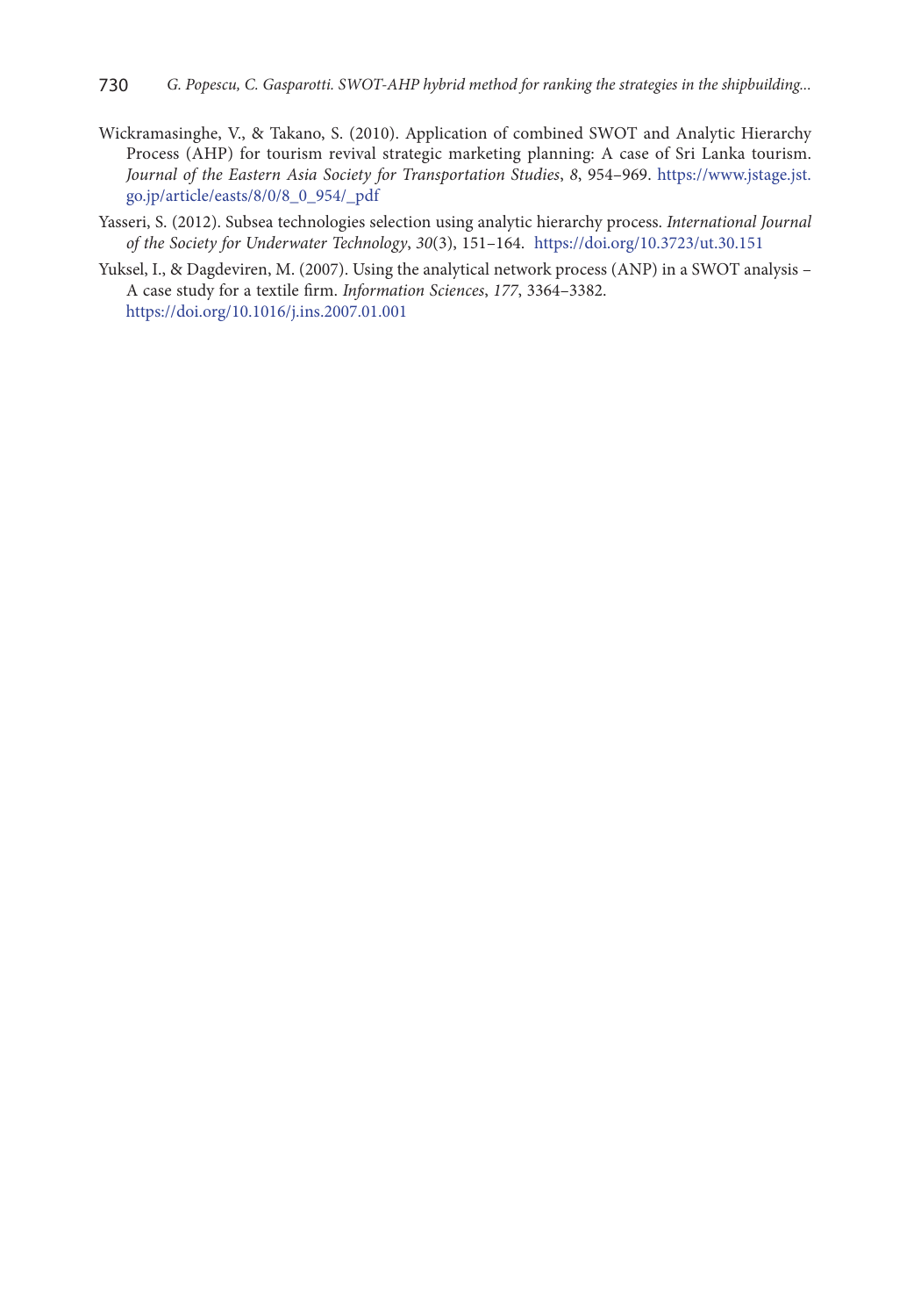Wickramasinghe, V., & Takano, S. (2010). Application of combined SWOT and Analytic Hierarchy Process (AHP) for tourism revival strategic marketing planning: A case of Sri Lanka tourism. *Journal of the Eastern Asia Society for Transportation Studies*, *8*, 954–969. https://www.jstage.jst.go.jp/article/easts/8/0/8_0_954/_pdf

Yasseri, S. (2012). Subsea technologies selection using analytic hierarchy process. *International Journal of the Society for Underwater Technology*, *30*(3), 151–164. https://doi.org/10.3723/ut.30.151

Yuksel, I., & Dagdeviren, M. (2007). Using the analytical network process (ANP) in a SWOT analysis – A case study for a textile firm. *Information Sciences*, *177*, 3364–3382. https://doi.org/10.1016/j.ins.2007.01.001